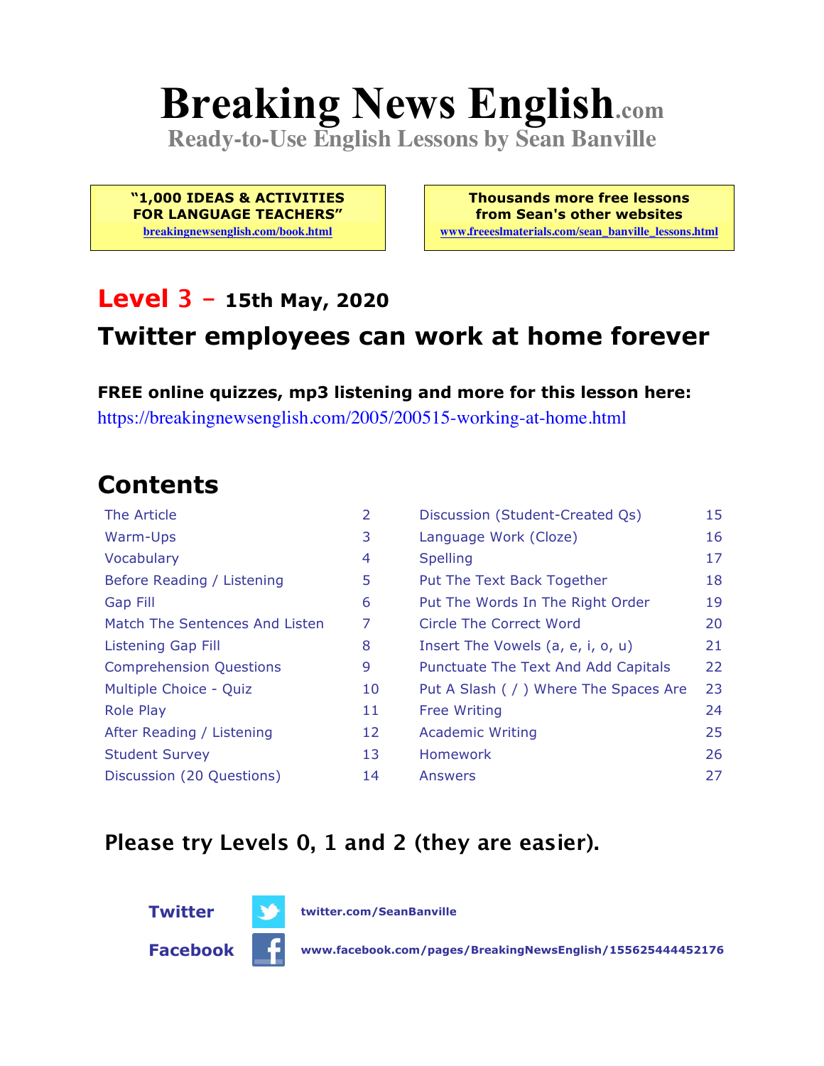# Breaking News English.com

**Ready-to-Use English Lessons by Sean Banville**

**"1,000 IDEAS & ACTIVITIES FOR LANGUAGE TEACHERS"**
breakingnewsenglish.com/book.html

**Thousands more free lessons from Sean's other websites**
www.freeeslmaterials.com/sean_banville_lessons.html

## Level 3 – 15th May, 2020

## Twitter employees can work at home forever

**FREE online quizzes, mp3 listening and more for this lesson here:**
https://breakingnewsenglish.com/2005/200515-working-at-home.html

## Contents

| | | | |
|---|---|---|---|
| The Article | 2 | Discussion (Student-Created Qs) | 15 |
| Warm-Ups | 3 | Language Work (Cloze) | 16 |
| Vocabulary | 4 | Spelling | 17 |
| Before Reading / Listening | 5 | Put The Text Back Together | 18 |
| Gap Fill | 6 | Put The Words In The Right Order | 19 |
| Match The Sentences And Listen | 7 | Circle The Correct Word | 20 |
| Listening Gap Fill | 8 | Insert The Vowels (a, e, i, o, u) | 21 |
| Comprehension Questions | 9 | Punctuate The Text And Add Capitals | 22 |
| Multiple Choice - Quiz | 10 | Put A Slash ( / ) Where The Spaces Are | 23 |
| Role Play | 11 | Free Writing | 24 |
| After Reading / Listening | 12 | Academic Writing | 25 |
| Student Survey | 13 | Homework | 26 |
| Discussion (20 Questions) | 14 | Answers | 27 |

**Please try Levels 0, 1 and 2 (they are easier).**

**Twitter** twitter.com/SeanBanville

**Facebook** www.facebook.com/pages/BreakingNewsEnglish/155625444452176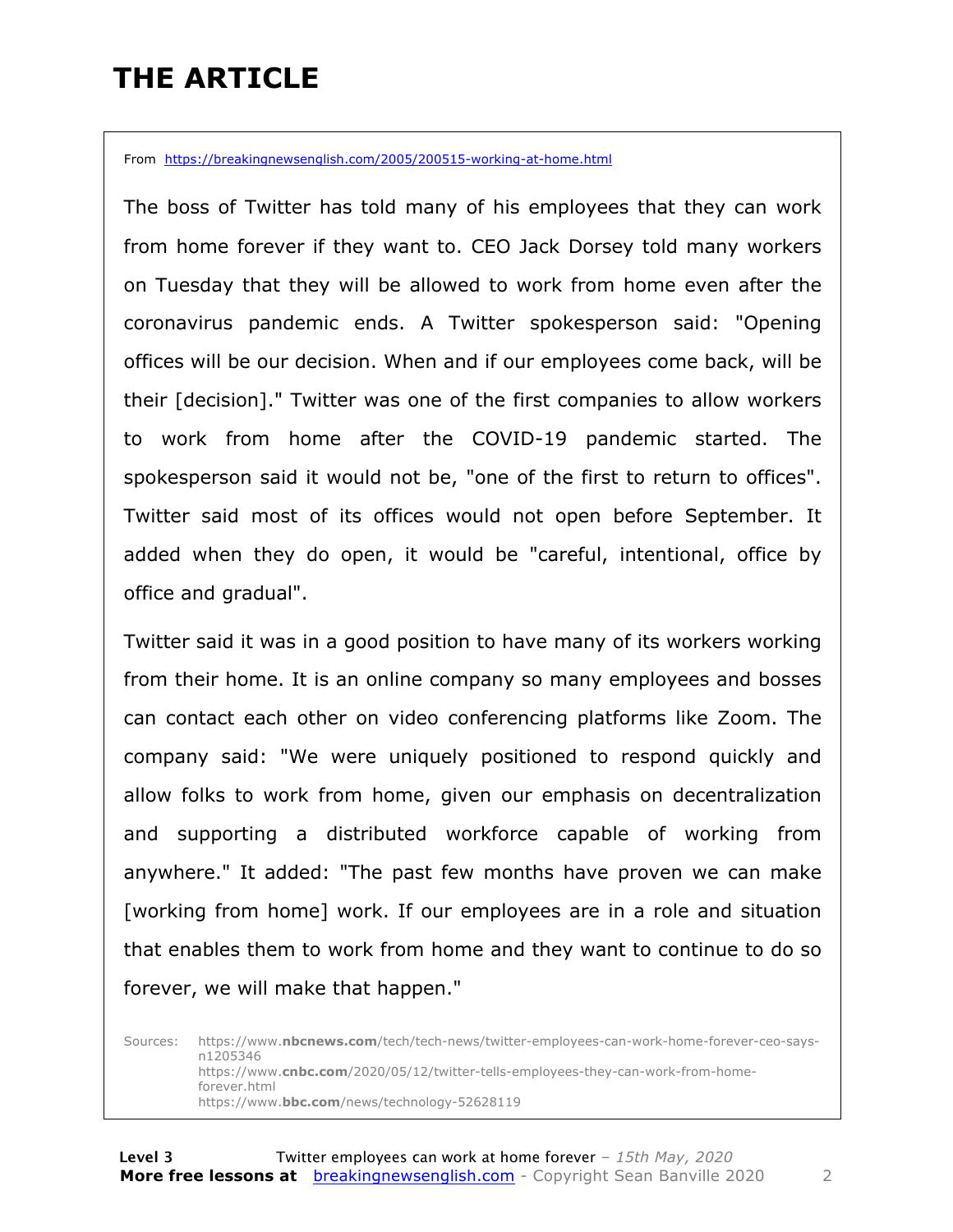# THE ARTICLE

From https://breakingnewsenglish.com/2005/200515-working-at-home.html

The boss of Twitter has told many of his employees that they can work from home forever if they want to. CEO Jack Dorsey told many workers on Tuesday that they will be allowed to work from home even after the coronavirus pandemic ends. A Twitter spokesperson said: "Opening offices will be our decision. When and if our employees come back, will be their [decision]." Twitter was one of the first companies to allow workers to work from home after the COVID-19 pandemic started. The spokesperson said it would not be, "one of the first to return to offices". Twitter said most of its offices would not open before September. It added when they do open, it would be "careful, intentional, office by office and gradual".

Twitter said it was in a good position to have many of its workers working from their home. It is an online company so many employees and bosses can contact each other on video conferencing platforms like Zoom. The company said: "We were uniquely positioned to respond quickly and allow folks to work from home, given our emphasis on decentralization and supporting a distributed workforce capable of working from anywhere." It added: "The past few months have proven we can make [working from home] work. If our employees are in a role and situation that enables them to work from home and they want to continue to do so forever, we will make that happen."

Sources: https://www.nbcnews.com/tech/tech-news/twitter-employees-can-work-home-forever-ceo-says-n1205346
https://www.cnbc.com/2020/05/12/twitter-tells-employees-they-can-work-from-home-forever.html
https://www.bbc.com/news/technology-52628119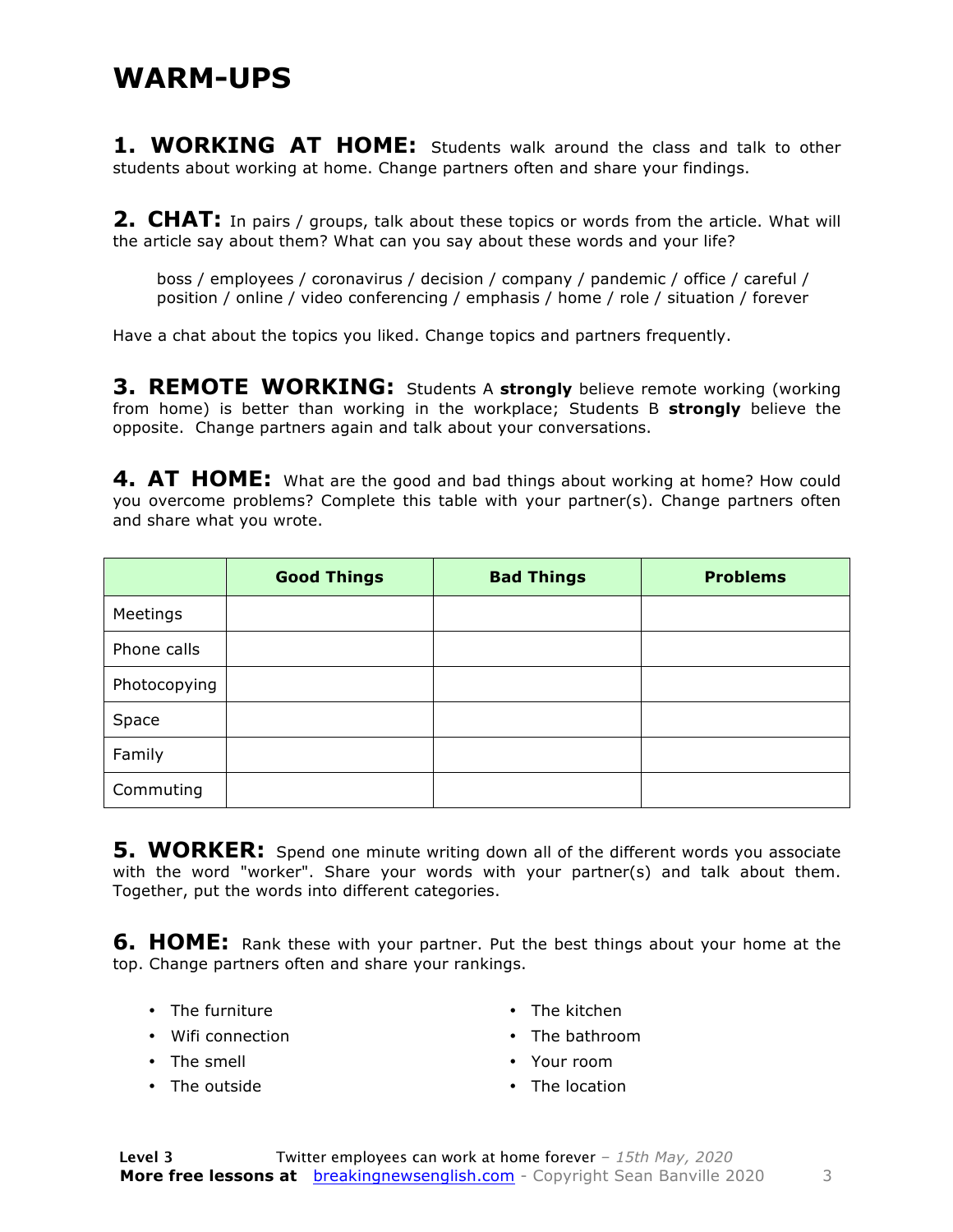# WARM-UPS

**1. WORKING AT HOME:** Students walk around the class and talk to other students about working at home. Change partners often and share your findings.

**2. CHAT:** In pairs / groups, talk about these topics or words from the article. What will the article say about them? What can you say about these words and your life?

> boss / employees / coronavirus / decision / company / pandemic / office / careful / position / online / video conferencing / emphasis / home / role / situation / forever

Have a chat about the topics you liked. Change topics and partners frequently.

**3. REMOTE WORKING:** Students A **strongly** believe remote working (working from home) is better than working in the workplace; Students B **strongly** believe the opposite. Change partners again and talk about your conversations.

**4. AT HOME:** What are the good and bad things about working at home? How could you overcome problems? Complete this table with your partner(s). Change partners often and share what you wrote.

| | Good Things | Bad Things | Problems |
|---|---|---|---|
| Meetings | | | |
| Phone calls | | | |
| Photocopying | | | |
| Space | | | |
| Family | | | |
| Commuting | | | |

**5. WORKER:** Spend one minute writing down all of the different words you associate with the word "worker". Share your words with your partner(s) and talk about them. Together, put the words into different categories.

**6. HOME:** Rank these with your partner. Put the best things about your home at the top. Change partners often and share your rankings.

- The furniture
- Wifi connection
- The smell
- The outside
- The kitchen
- The bathroom
- Your room
- The location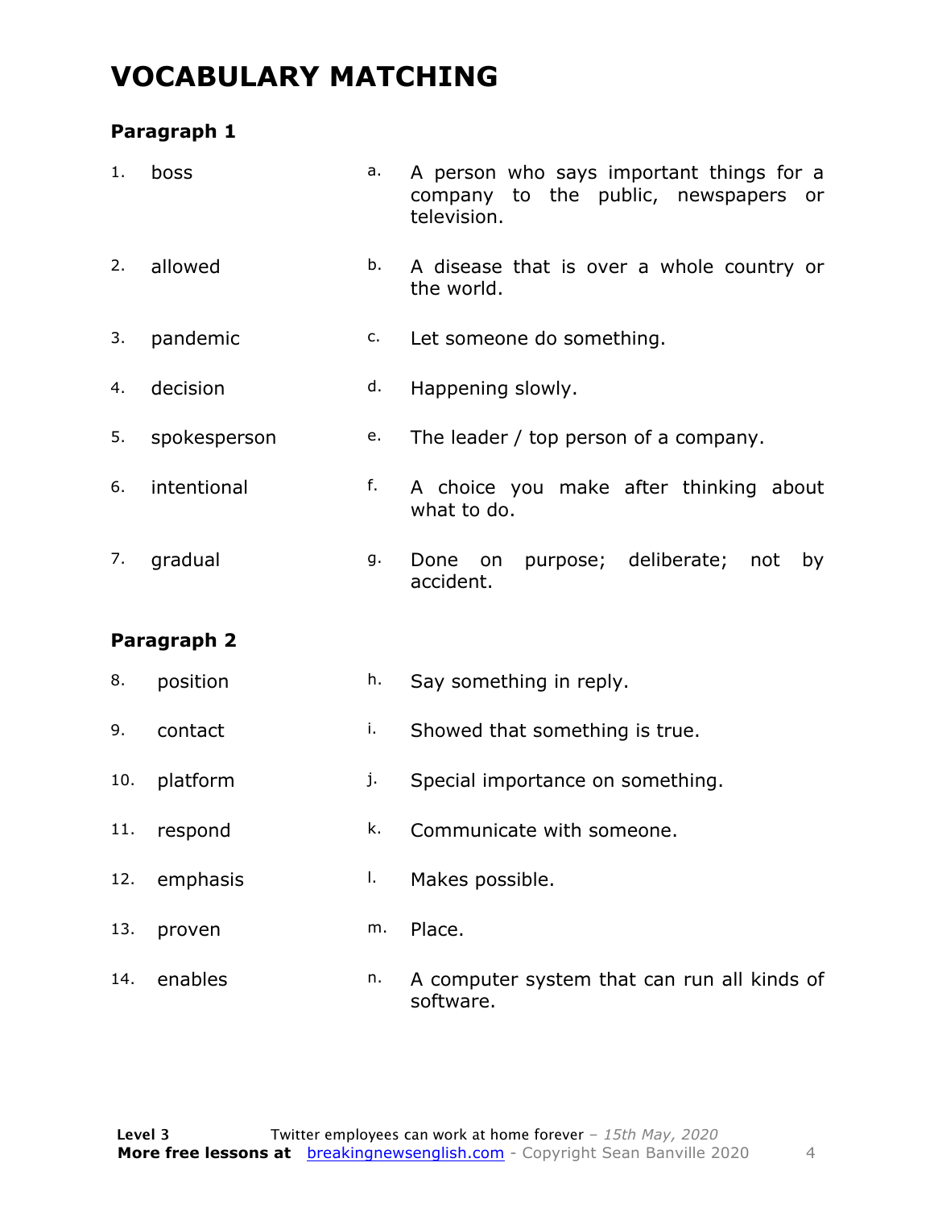# VOCABULARY MATCHING

### Paragraph 1

| | | | |
|---|---|---|---|
| 1. | boss | a. | A person who says important things for a company to the public, newspapers or television. |
| 2. | allowed | b. | A disease that is over a whole country or the world. |
| 3. | pandemic | c. | Let someone do something. |
| 4. | decision | d. | Happening slowly. |
| 5. | spokesperson | e. | The leader / top person of a company. |
| 6. | intentional | f. | A choice you make after thinking about what to do. |
| 7. | gradual | g. | Done on purpose; deliberate; not by accident. |

### Paragraph 2

| | | | |
|---|---|---|---|
| 8. | position | h. | Say something in reply. |
| 9. | contact | i. | Showed that something is true. |
| 10. | platform | j. | Special importance on something. |
| 11. | respond | k. | Communicate with someone. |
| 12. | emphasis | l. | Makes possible. |
| 13. | proven | m. | Place. |
| 14. | enables | n. | A computer system that can run all kinds of software. |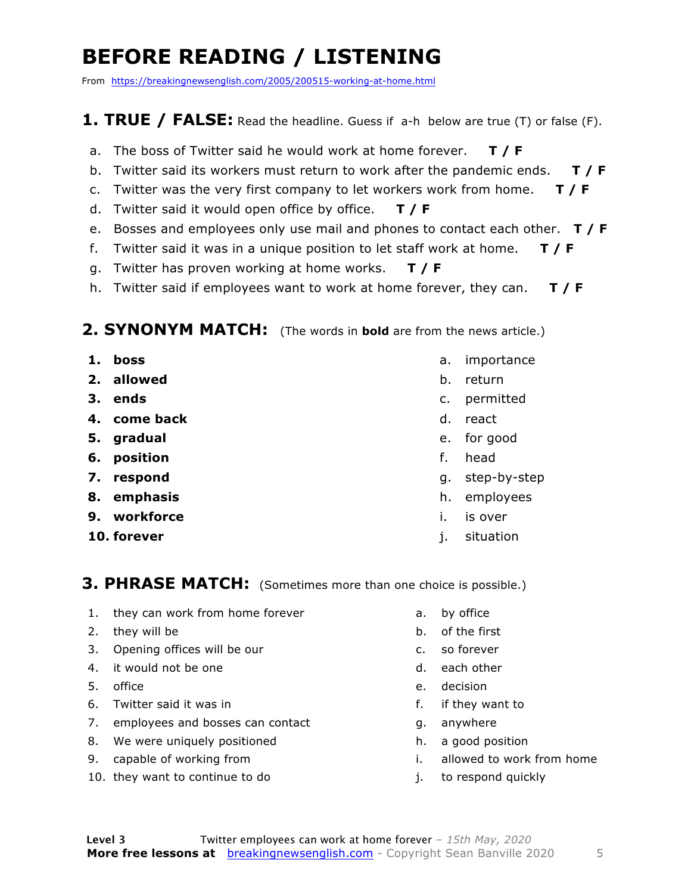# BEFORE READING / LISTENING

From https://breakingnewsenglish.com/2005/200515-working-at-home.html

## 1. TRUE / FALSE: Read the headline. Guess if a-h below are true (T) or false (F).

a. The boss of Twitter said he would work at home forever. **T / F**
b. Twitter said its workers must return to work after the pandemic ends. **T / F**
c. Twitter was the very first company to let workers work from home. **T / F**
d. Twitter said it would open office by office. **T / F**
e. Bosses and employees only use mail and phones to contact each other. **T / F**
f. Twitter said it was in a unique position to let staff work at home. **T / F**
g. Twitter has proven working at home works. **T / F**
h. Twitter said if employees want to work at home forever, they can. **T / F**

## 2. SYNONYM MATCH: (The words in **bold** are from the news article.)

| | |
|---|---|
| 1. **boss** | a. importance |
| 2. **allowed** | b. return |
| 3. **ends** | c. permitted |
| 4. **come back** | d. react |
| 5. **gradual** | e. for good |
| 6. **position** | f. head |
| 7. **respond** | g. step-by-step |
| 8. **emphasis** | h. employees |
| 9. **workforce** | i. is over |
| 10. **forever** | j. situation |

## 3. PHRASE MATCH: (Sometimes more than one choice is possible.)

| | |
|---|---|
| 1. they can work from home forever | a. by office |
| 2. they will be | b. of the first |
| 3. Opening offices will be our | c. so forever |
| 4. it would not be one | d. each other |
| 5. office | e. decision |
| 6. Twitter said it was in | f. if they want to |
| 7. employees and bosses can contact | g. anywhere |
| 8. We were uniquely positioned | h. a good position |
| 9. capable of working from | i. allowed to work from home |
| 10. they want to continue to do | j. to respond quickly |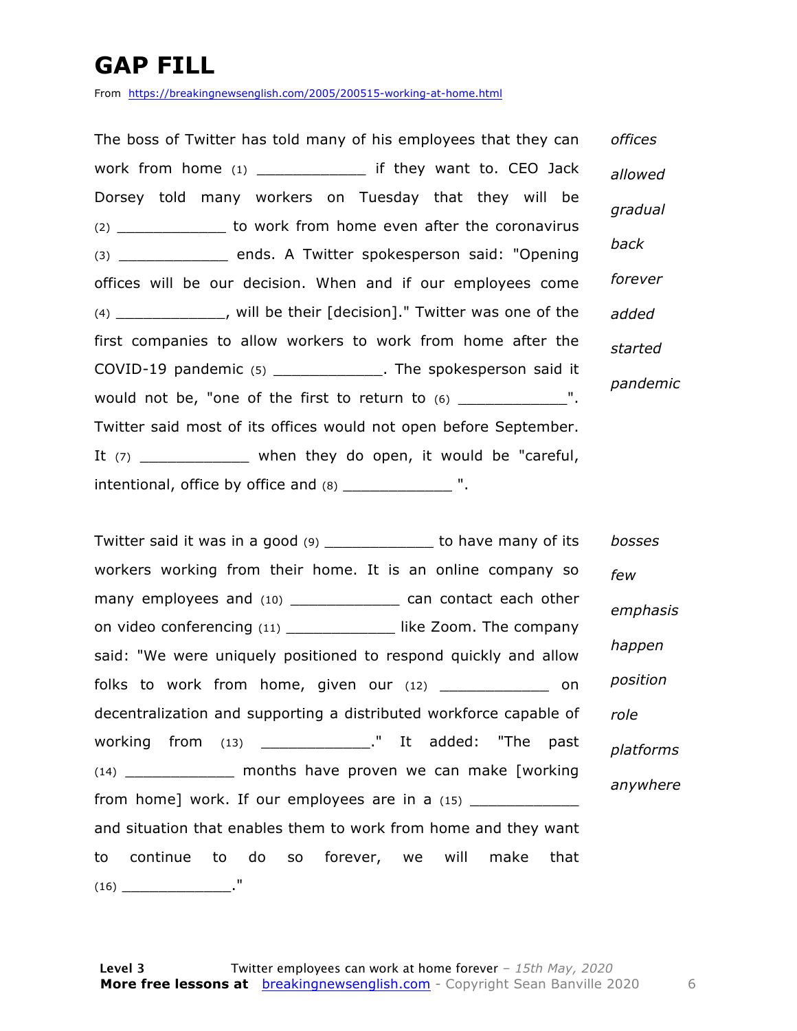# GAP FILL

From https://breakingnewsenglish.com/2005/200515-working-at-home.html

The boss of Twitter has told many of his employees that they can work from home (1) ____________ if they want to. CEO Jack Dorsey told many workers on Tuesday that they will be (2) ____________ to work from home even after the coronavirus (3) ____________ ends. A Twitter spokesperson said: "Opening offices will be our decision. When and if our employees come (4) ____________, will be their [decision]." Twitter was one of the first companies to allow workers to work from home after the COVID-19 pandemic (5) ____________. The spokesperson said it would not be, "one of the first to return to (6) ____________". Twitter said most of its offices would not open before September. It (7) ____________ when they do open, it would be "careful, intentional, office by office and (8) ____________ ".

*offices*
*allowed*
*gradual*
*back*
*forever*
*added*
*started*
*pandemic*

Twitter said it was in a good (9) ____________ to have many of its workers working from their home. It is an online company so many employees and (10) ____________ can contact each other on video conferencing (11) ____________ like Zoom. The company said: "We were uniquely positioned to respond quickly and allow folks to work from home, given our (12) ____________ on decentralization and supporting a distributed workforce capable of working from (13) ____________." It added: "The past (14) ____________ months have proven we can make [working from home] work. If our employees are in a (15) ____________ and situation that enables them to work from home and they want to continue to do so forever, we will make that (16) ____________."

*bosses*
*few*
*emphasis*
*happen*
*position*
*role*
*platforms*
*anywhere*

**Level 3** Twitter employees can work at home forever – *15th May, 2020*
**More free lessons at** breakingnewsenglish.com - Copyright Sean Banville 2020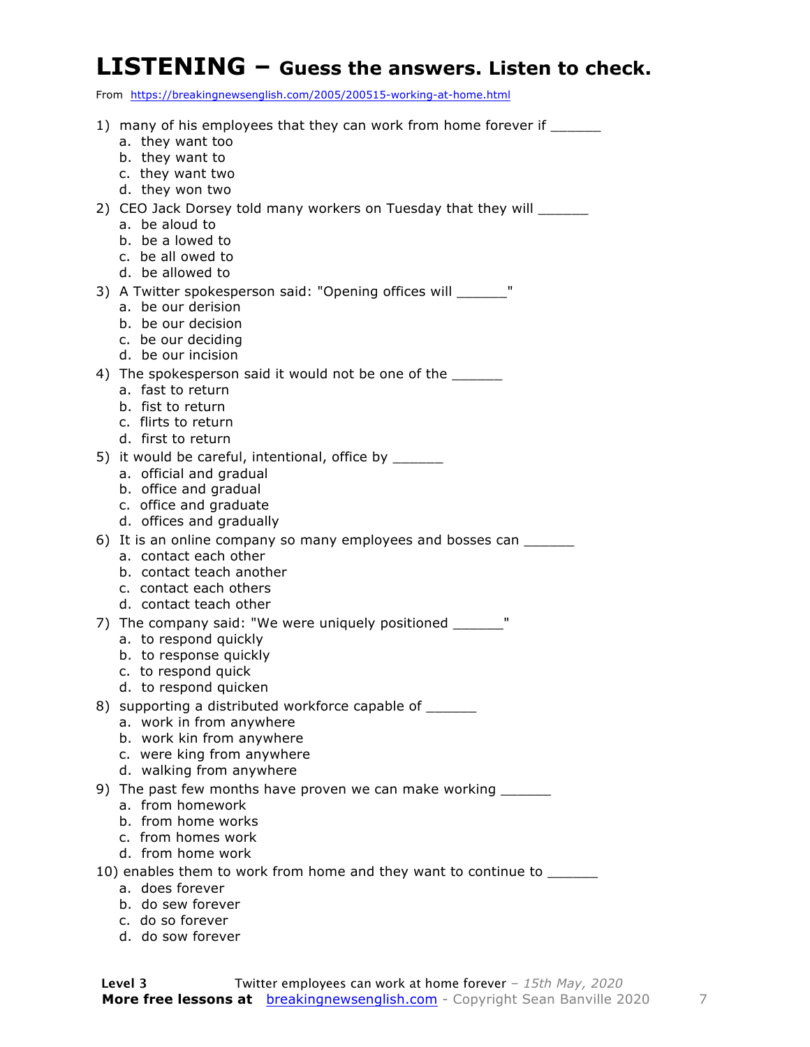# LISTENING – Guess the answers. Listen to check.

From https://breakingnewsenglish.com/2005/200515-working-at-home.html

1) many of his employees that they can work from home forever if ______
   a. they want too
   b. they want to
   c. they want two
   d. they won two

2) CEO Jack Dorsey told many workers on Tuesday that they will ______
   a. be aloud to
   b. be a lowed to
   c. be all owed to
   d. be allowed to

3) A Twitter spokesperson said: "Opening offices will ______"
   a. be our derision
   b. be our decision
   c. be our deciding
   d. be our incision

4) The spokesperson said it would not be one of the ______
   a. fast to return
   b. fist to return
   c. flirts to return
   d. first to return

5) it would be careful, intentional, office by ______
   a. official and gradual
   b. office and gradual
   c. office and graduate
   d. offices and gradually

6) It is an online company so many employees and bosses can ______
   a. contact each other
   b. contact teach another
   c. contact each others
   d. contact teach other

7) The company said: "We were uniquely positioned ______"
   a. to respond quickly
   b. to response quickly
   c. to respond quick
   d. to respond quicken

8) supporting a distributed workforce capable of ______
   a. work in from anywhere
   b. work kin from anywhere
   c. were king from anywhere
   d. walking from anywhere

9) The past few months have proven we can make working ______
   a. from homework
   b. from home works
   c. from homes work
   d. from home work

10) enables them to work from home and they want to continue to ______
   a. does forever
   b. do sew forever
   c. do so forever
   d. do sow forever

**Level 3** Twitter employees can work at home forever – *15th May, 2020*
**More free lessons at** breakingnewsenglish.com - Copyright Sean Banville 2020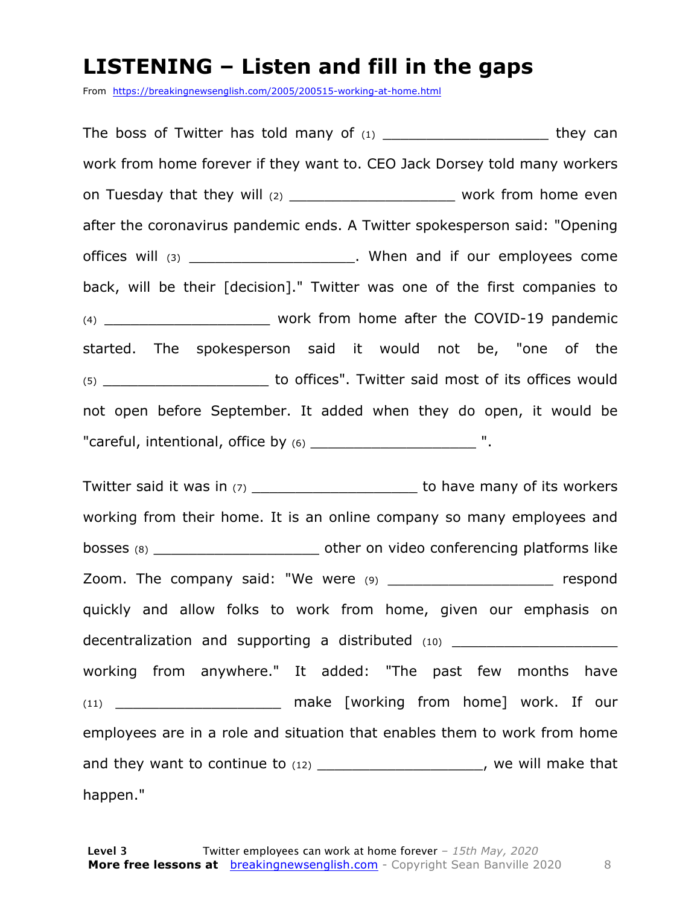# LISTENING – Listen and fill in the gaps

From https://breakingnewsenglish.com/2005/200515-working-at-home.html

The boss of Twitter has told many of (1) ___________________ they can work from home forever if they want to. CEO Jack Dorsey told many workers on Tuesday that they will (2) ___________________ work from home even after the coronavirus pandemic ends. A Twitter spokesperson said: "Opening offices will (3) ___________________. When and if our employees come back, will be their [decision]." Twitter was one of the first companies to (4) ___________________ work from home after the COVID-19 pandemic started. The spokesperson said it would not be, "one of the (5) ___________________ to offices". Twitter said most of its offices would not open before September. It added when they do open, it would be "careful, intentional, office by (6) ___________________ ".

Twitter said it was in (7) ___________________ to have many of its workers working from their home. It is an online company so many employees and bosses (8) ___________________ other on video conferencing platforms like Zoom. The company said: "We were (9) ___________________ respond quickly and allow folks to work from home, given our emphasis on decentralization and supporting a distributed (10) ___________________ working from anywhere." It added: "The past few months have (11) ___________________ make [working from home] work. If our employees are in a role and situation that enables them to work from home and they want to continue to (12) ___________________, we will make that happen."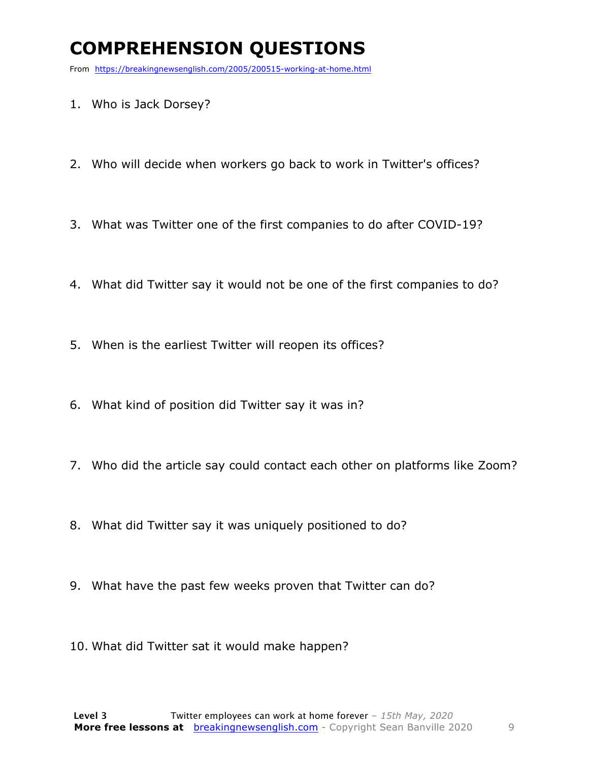# COMPREHENSION QUESTIONS

From https://breakingnewsenglish.com/2005/200515-working-at-home.html

1. Who is Jack Dorsey?
2. Who will decide when workers go back to work in Twitter's offices?
3. What was Twitter one of the first companies to do after COVID-19?
4. What did Twitter say it would not be one of the first companies to do?
5. When is the earliest Twitter will reopen its offices?
6. What kind of position did Twitter say it was in?
7. Who did the article say could contact each other on platforms like Zoom?
8. What did Twitter say it was uniquely positioned to do?
9. What have the past few weeks proven that Twitter can do?
10. What did Twitter sat it would make happen?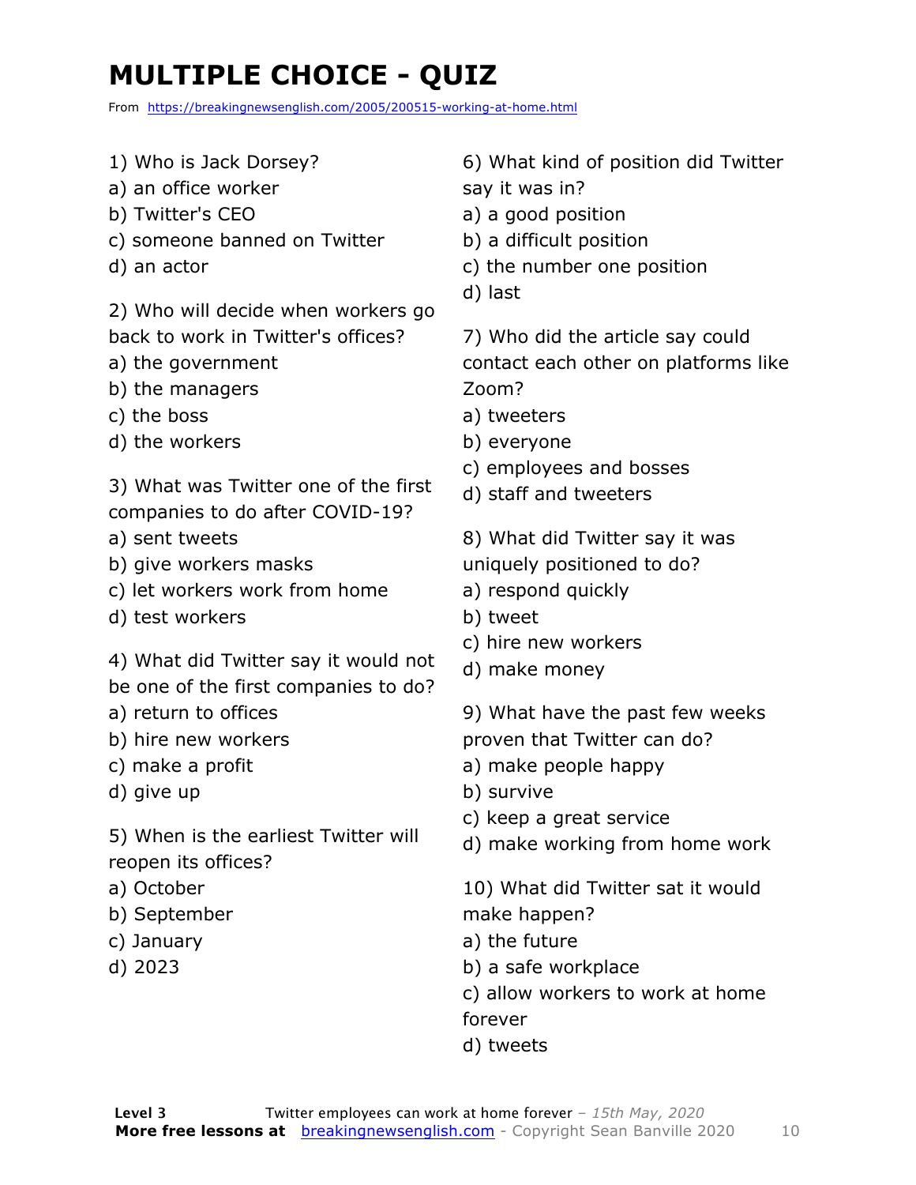# MULTIPLE CHOICE - QUIZ

From https://breakingnewsenglish.com/2005/200515-working-at-home.html

1) Who is Jack Dorsey?
a) an office worker
b) Twitter's CEO
c) someone banned on Twitter
d) an actor

2) Who will decide when workers go back to work in Twitter's offices?
a) the government
b) the managers
c) the boss
d) the workers

3) What was Twitter one of the first companies to do after COVID-19?
a) sent tweets
b) give workers masks
c) let workers work from home
d) test workers

4) What did Twitter say it would not be one of the first companies to do?
a) return to offices
b) hire new workers
c) make a profit
d) give up

5) When is the earliest Twitter will reopen its offices?
a) October
b) September
c) January
d) 2023

6) What kind of position did Twitter say it was in?
a) a good position
b) a difficult position
c) the number one position
d) last

7) Who did the article say could contact each other on platforms like Zoom?
a) tweeters
b) everyone
c) employees and bosses
d) staff and tweeters

8) What did Twitter say it was uniquely positioned to do?
a) respond quickly
b) tweet
c) hire new workers
d) make money

9) What have the past few weeks proven that Twitter can do?
a) make people happy
b) survive
c) keep a great service
d) make working from home work

10) What did Twitter sat it would make happen?
a) the future
b) a safe workplace
c) allow workers to work at home forever
d) tweets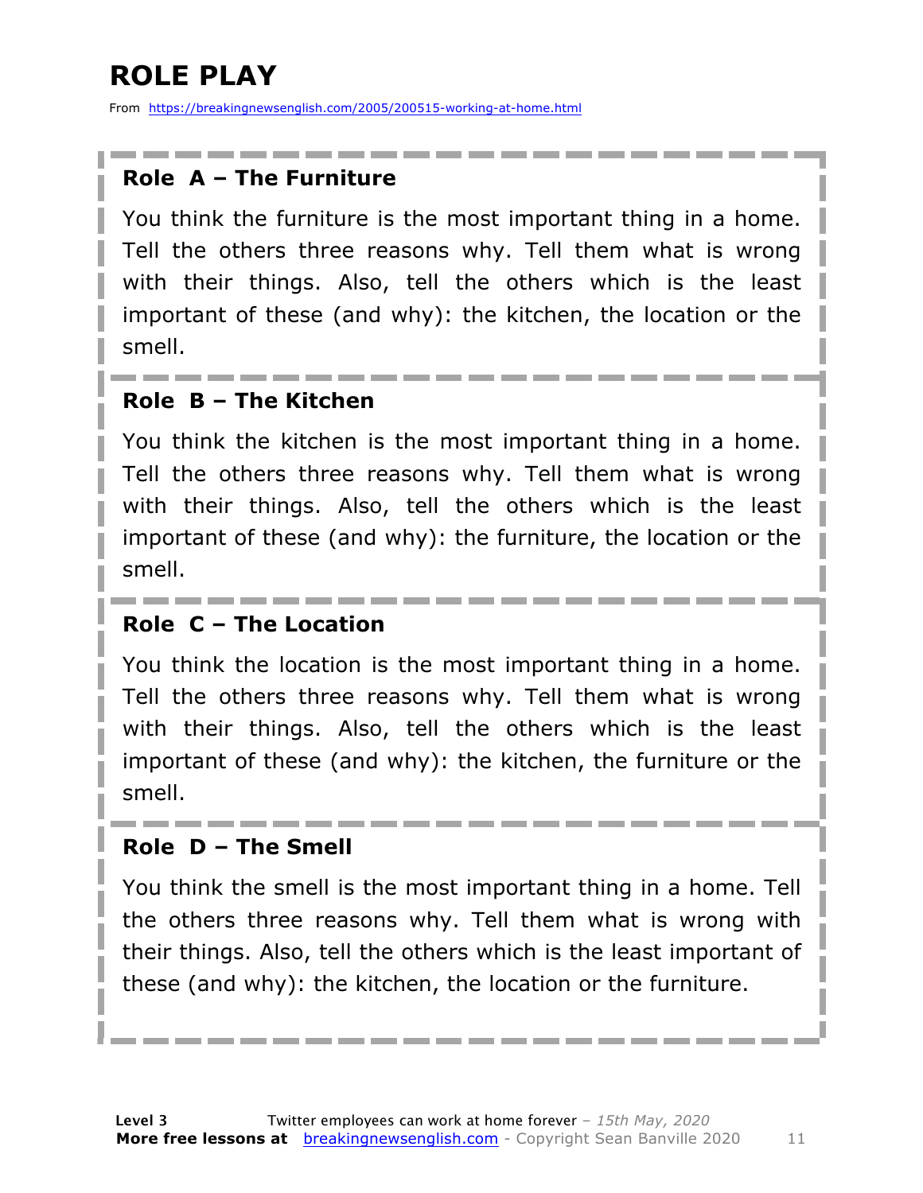# ROLE PLAY

From https://breakingnewsenglish.com/2005/200515-working-at-home.html

### Role A – The Furniture

You think the furniture is the most important thing in a home. Tell the others three reasons why. Tell them what is wrong with their things. Also, tell the others which is the least important of these (and why): the kitchen, the location or the smell.

### Role B – The Kitchen

You think the kitchen is the most important thing in a home. Tell the others three reasons why. Tell them what is wrong with their things. Also, tell the others which is the least important of these (and why): the furniture, the location or the smell.

### Role C – The Location

You think the location is the most important thing in a home. Tell the others three reasons why. Tell them what is wrong with their things. Also, tell the others which is the least important of these (and why): the kitchen, the furniture or the smell.

### Role D – The Smell

You think the smell is the most important thing in a home. Tell the others three reasons why. Tell them what is wrong with their things. Also, tell the others which is the least important of these (and why): the kitchen, the location or the furniture.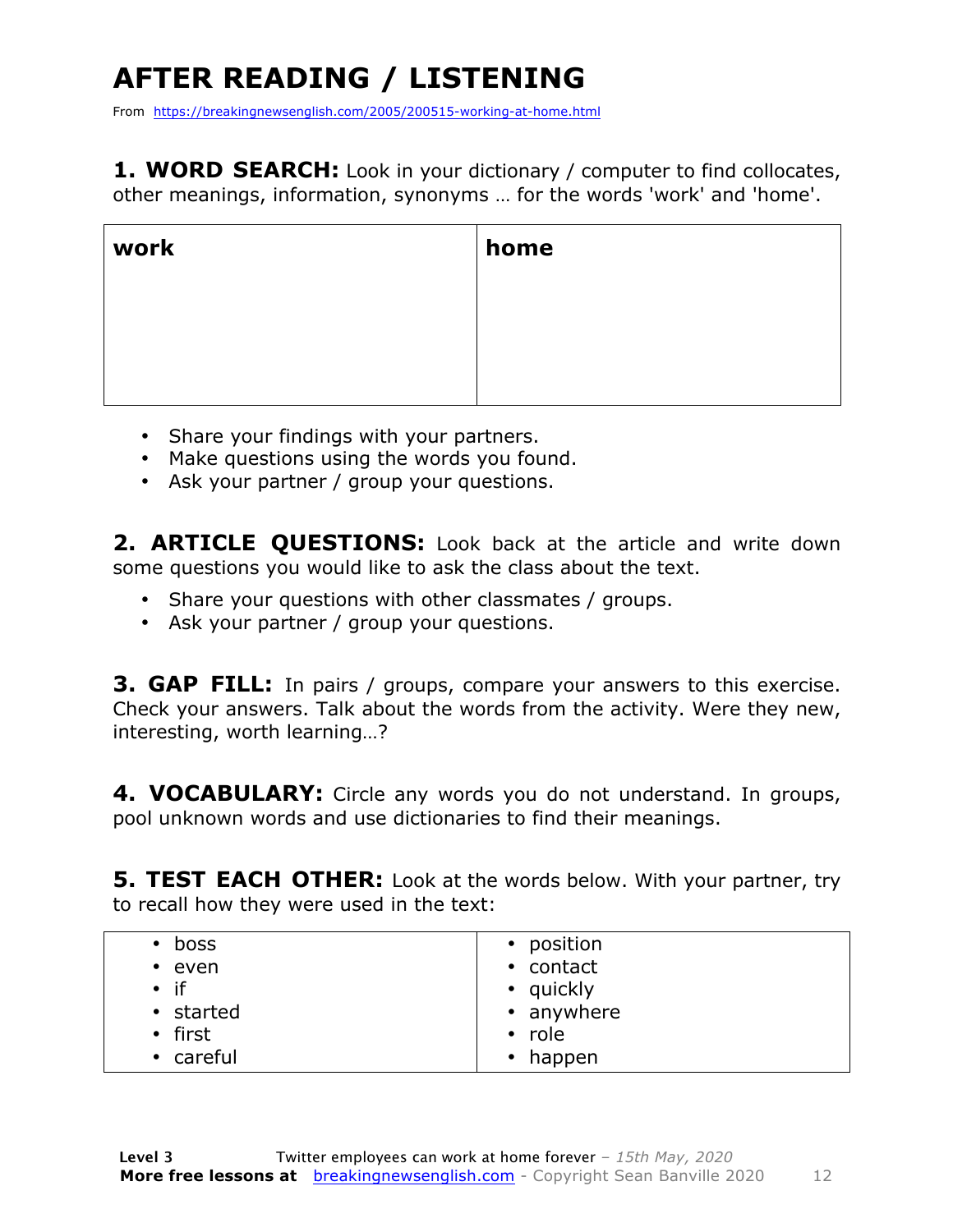# AFTER READING / LISTENING

From https://breakingnewsenglish.com/2005/200515-working-at-home.html

**1. WORD SEARCH:** Look in your dictionary / computer to find collocates, other meanings, information, synonyms … for the words 'work' and 'home'.

| work | home |
|---|---|
| | |

- Share your findings with your partners.
- Make questions using the words you found.
- Ask your partner / group your questions.

**2. ARTICLE QUESTIONS:** Look back at the article and write down some questions you would like to ask the class about the text.

- Share your questions with other classmates / groups.
- Ask your partner / group your questions.

**3. GAP FILL:** In pairs / groups, compare your answers to this exercise. Check your answers. Talk about the words from the activity. Were they new, interesting, worth learning…?

**4. VOCABULARY:** Circle any words you do not understand. In groups, pool unknown words and use dictionaries to find their meanings.

**5. TEST EACH OTHER:** Look at the words below. With your partner, try to recall how they were used in the text:

| | |
|---|---|
| • boss | • position |
| • even | • contact |
| • if | • quickly |
| • started | • anywhere |
| • first | • role |
| • careful | • happen |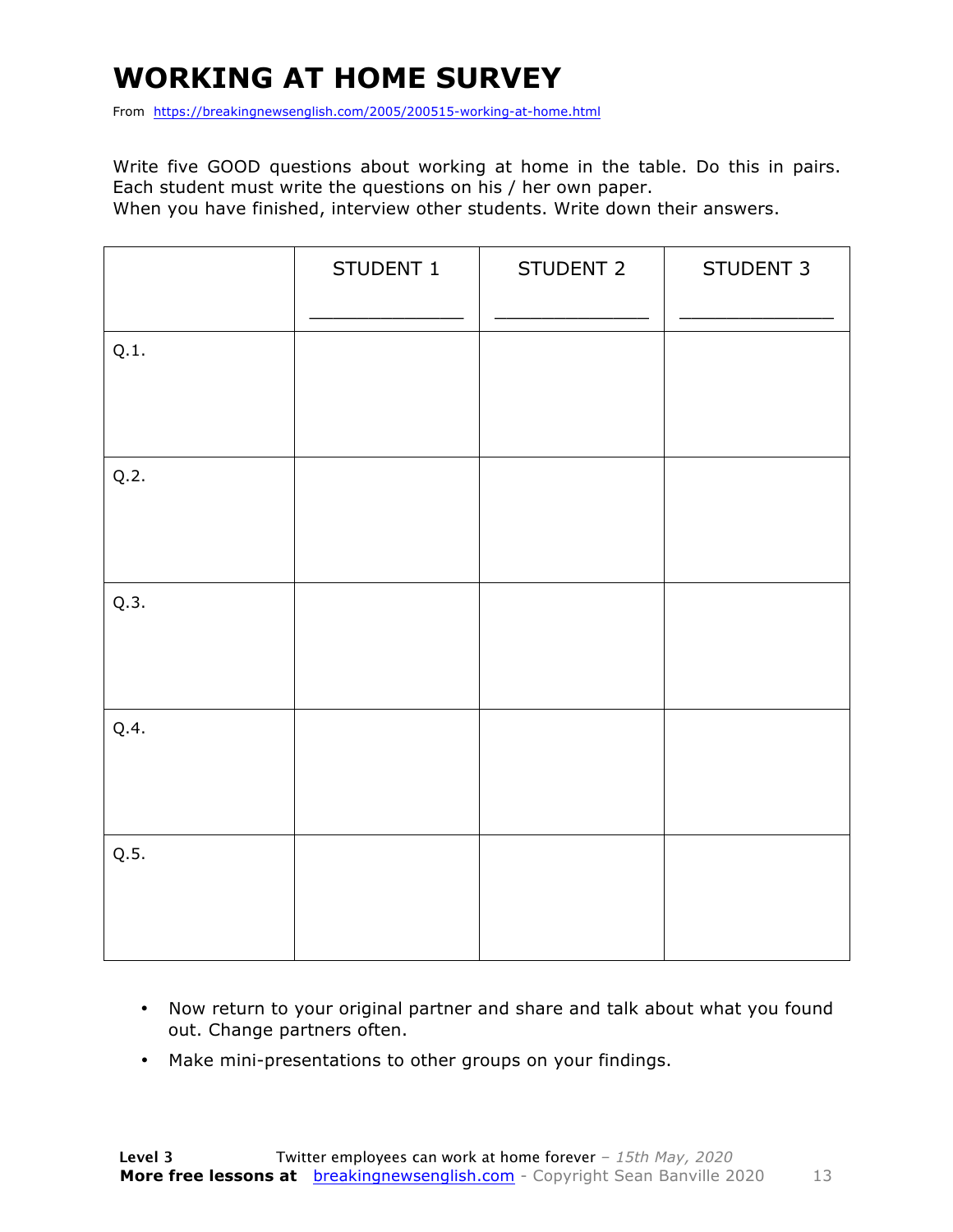# WORKING AT HOME SURVEY

From https://breakingnewsenglish.com/2005/200515-working-at-home.html

Write five GOOD questions about working at home in the table. Do this in pairs. Each student must write the questions on his / her own paper.
When you have finished, interview other students. Write down their answers.

| | STUDENT 1<br>_____________ | STUDENT 2<br>_____________ | STUDENT 3<br>_____________ |
|---|---|---|---|
| Q.1. | | | |
| Q.2. | | | |
| Q.3. | | | |
| Q.4. | | | |
| Q.5. | | | |

- Now return to your original partner and share and talk about what you found out. Change partners often.
- Make mini-presentations to other groups on your findings.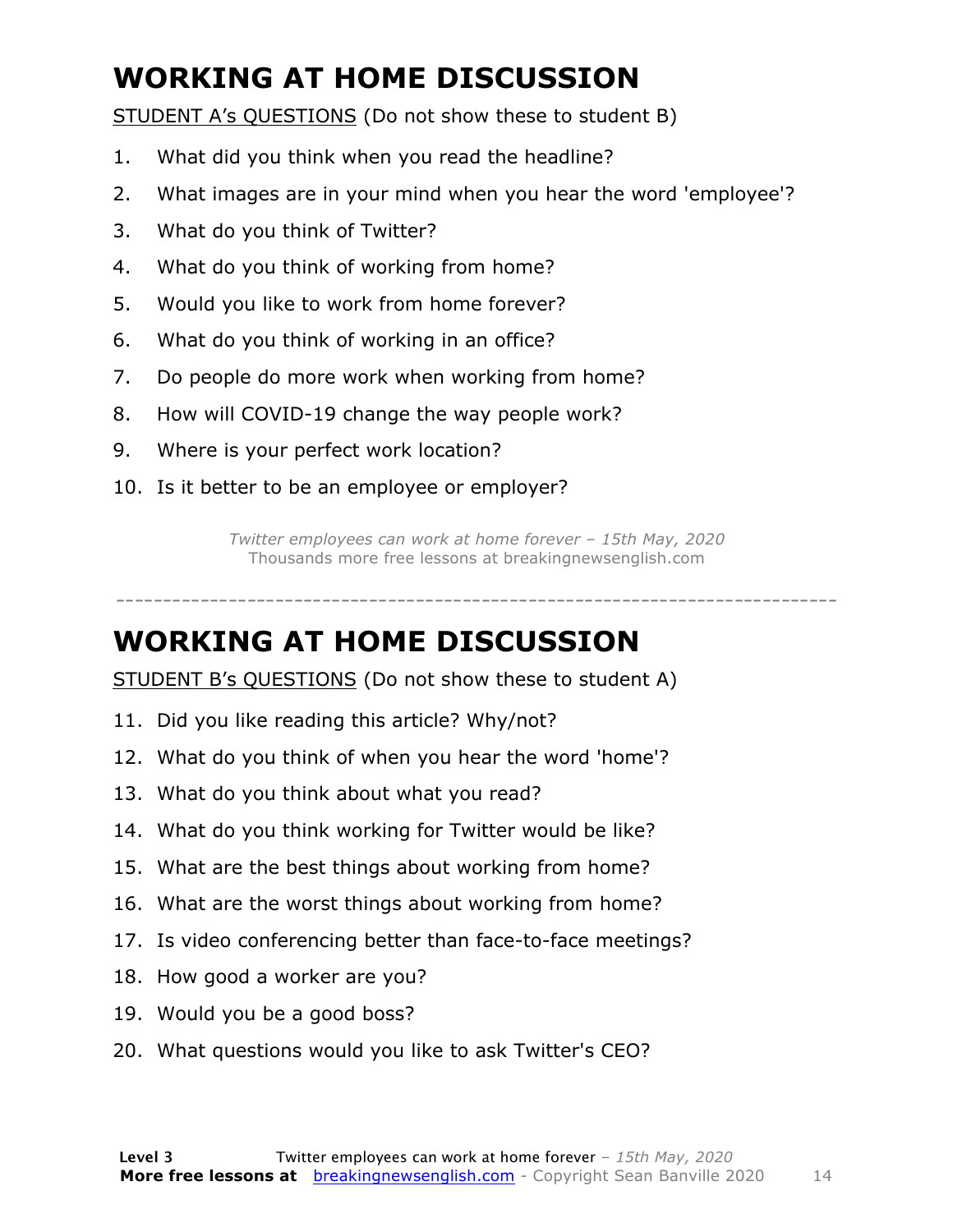# WORKING AT HOME DISCUSSION

STUDENT A's QUESTIONS (Do not show these to student B)

1. What did you think when you read the headline?
2. What images are in your mind when you hear the word 'employee'?
3. What do you think of Twitter?
4. What do you think of working from home?
5. Would you like to work from home forever?
6. What do you think of working in an office?
7. Do people do more work when working from home?
8. How will COVID-19 change the way people work?
9. Where is your perfect work location?
10. Is it better to be an employee or employer?

*Twitter employees can work at home forever – 15th May, 2020*
Thousands more free lessons at breakingnewsenglish.com

---

# WORKING AT HOME DISCUSSION

STUDENT B's QUESTIONS (Do not show these to student A)

11. Did you like reading this article? Why/not?
12. What do you think of when you hear the word 'home'?
13. What do you think about what you read?
14. What do you think working for Twitter would be like?
15. What are the best things about working from home?
16. What are the worst things about working from home?
17. Is video conferencing better than face-to-face meetings?
18. How good a worker are you?
19. Would you be a good boss?
20. What questions would you like to ask Twitter's CEO?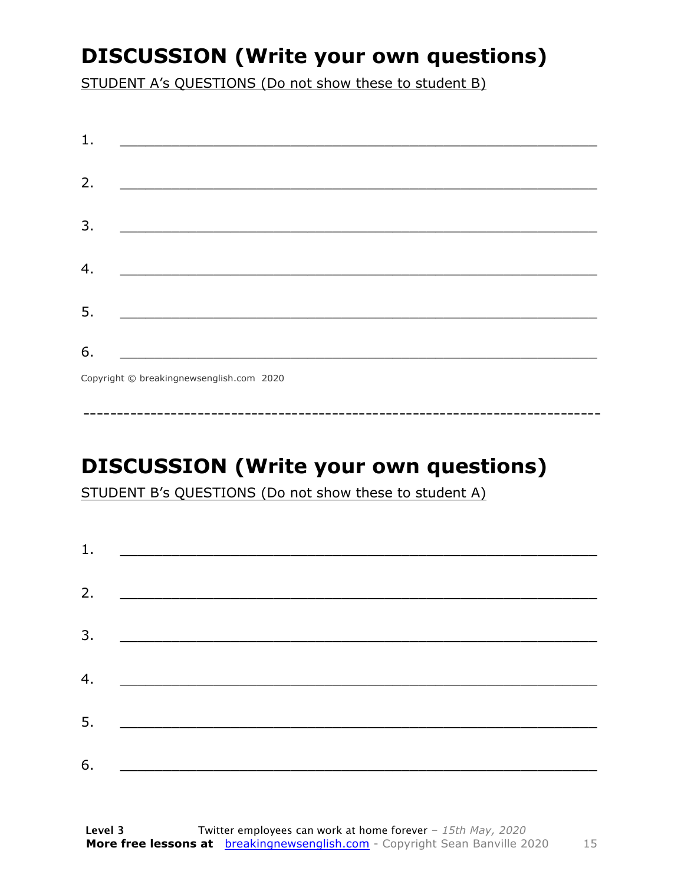## DISCUSSION (Write your own questions)

STUDENT A's QUESTIONS (Do not show these to student B)

1. ___________________________________________________________

2. ___________________________________________________________

3. ___________________________________________________________

4. ___________________________________________________________

5. ___________________________________________________________

6. ___________________________________________________________

Copyright © breakingnewsenglish.com 2020

---

## DISCUSSION (Write your own questions)

STUDENT B's QUESTIONS (Do not show these to student A)

1. ___________________________________________________________

2. ___________________________________________________________

3. ___________________________________________________________

4. ___________________________________________________________

5. ___________________________________________________________

6. ___________________________________________________________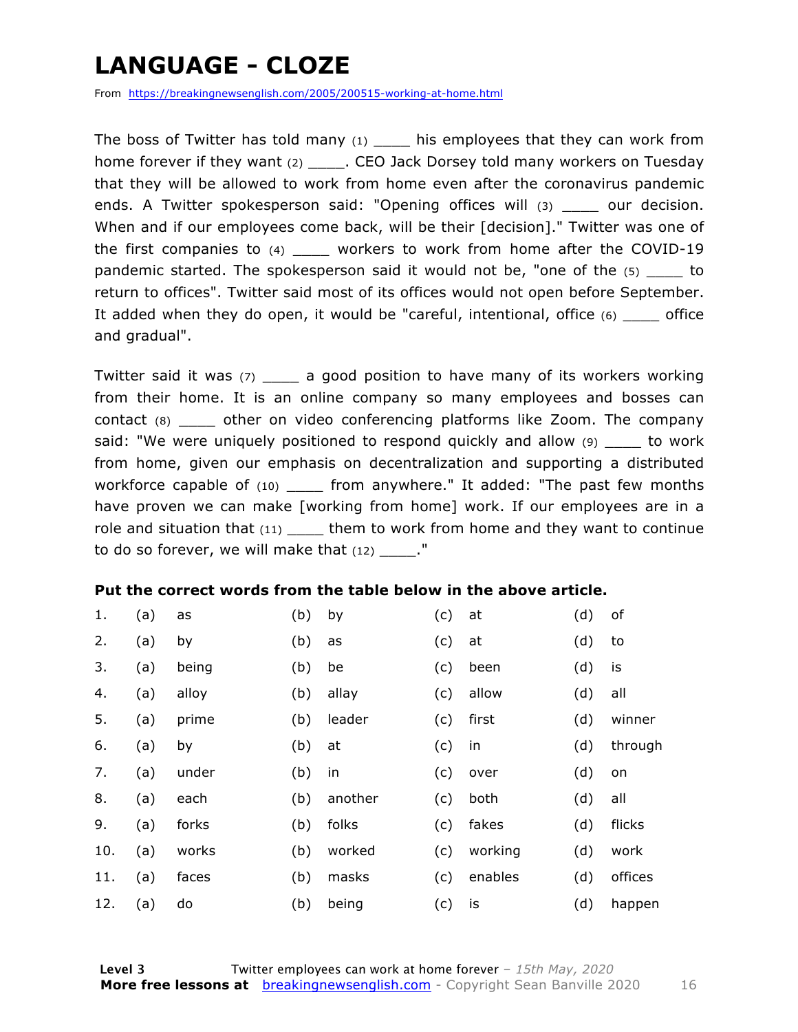# LANGUAGE - CLOZE

From https://breakingnewsenglish.com/2005/200515-working-at-home.html

The boss of Twitter has told many (1) ____ his employees that they can work from home forever if they want (2) ____. CEO Jack Dorsey told many workers on Tuesday that they will be allowed to work from home even after the coronavirus pandemic ends. A Twitter spokesperson said: "Opening offices will (3) ____ our decision. When and if our employees come back, will be their [decision]." Twitter was one of the first companies to (4) ____ workers to work from home after the COVID-19 pandemic started. The spokesperson said it would not be, "one of the (5) ____ to return to offices". Twitter said most of its offices would not open before September. It added when they do open, it would be "careful, intentional, office (6) ____ office and gradual".

Twitter said it was (7) ____ a good position to have many of its workers working from their home. It is an online company so many employees and bosses can contact (8) ____ other on video conferencing platforms like Zoom. The company said: "We were uniquely positioned to respond quickly and allow (9) ____ to work from home, given our emphasis on decentralization and supporting a distributed workforce capable of (10) ____ from anywhere." It added: "The past few months have proven we can make [working from home] work. If our employees are in a role and situation that (11) ____ them to work from home and they want to continue to do so forever, we will make that (12) ____."

**Put the correct words from the table below in the above article.**

| | | | | | | | | |
|---|---|---|---|---|---|---|---|---|
| 1. | (a) | as | (b) | by | (c) | at | (d) | of |
| 2. | (a) | by | (b) | as | (c) | at | (d) | to |
| 3. | (a) | being | (b) | be | (c) | been | (d) | is |
| 4. | (a) | alloy | (b) | allay | (c) | allow | (d) | all |
| 5. | (a) | prime | (b) | leader | (c) | first | (d) | winner |
| 6. | (a) | by | (b) | at | (c) | in | (d) | through |
| 7. | (a) | under | (b) | in | (c) | over | (d) | on |
| 8. | (a) | each | (b) | another | (c) | both | (d) | all |
| 9. | (a) | forks | (b) | folks | (c) | fakes | (d) | flicks |
| 10. | (a) | works | (b) | worked | (c) | working | (d) | work |
| 11. | (a) | faces | (b) | masks | (c) | enables | (d) | offices |
| 12. | (a) | do | (b) | being | (c) | is | (d) | happen |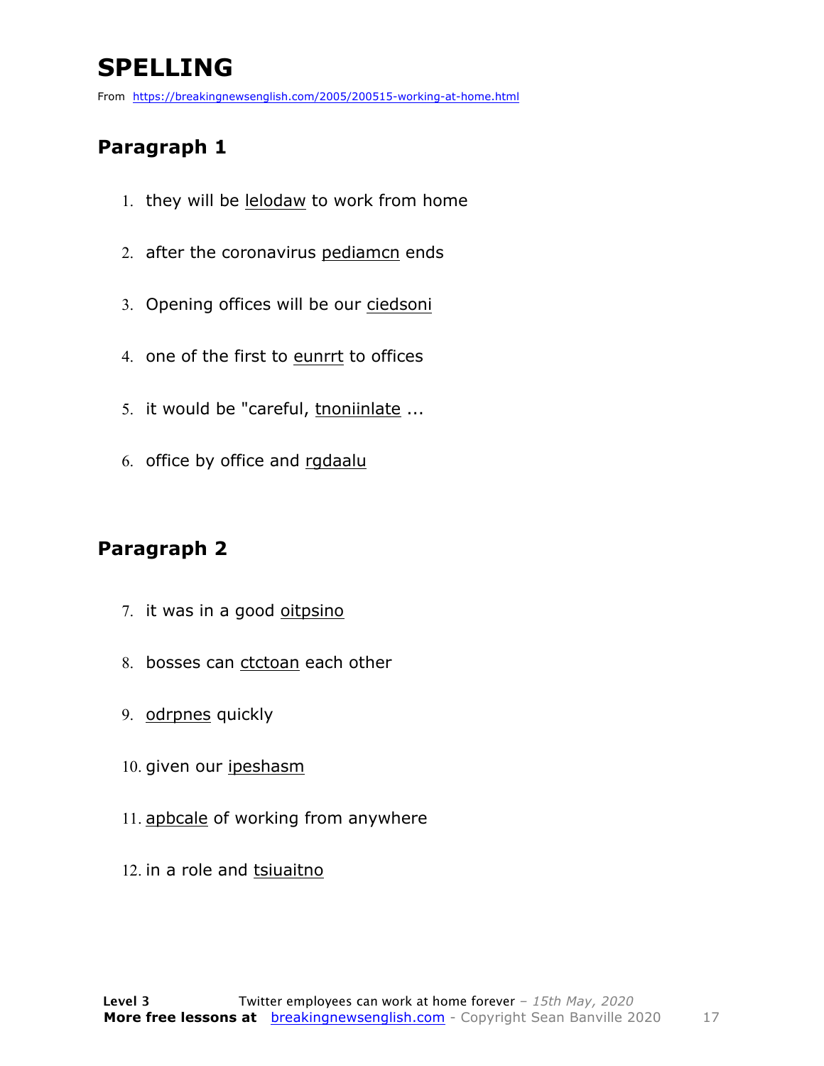# SPELLING

From https://breakingnewsenglish.com/2005/200515-working-at-home.html

## Paragraph 1

1. they will be <u>lelodaw</u> to work from home
2. after the coronavirus <u>pediamcn</u> ends
3. Opening offices will be our <u>ciedsoni</u>
4. one of the first to <u>eunrrt</u> to offices
5. it would be "careful, <u>tnoniinlate</u> ...
6. office by office and <u>rgdaalu</u>

## Paragraph 2

7. it was in a good <u>oitpsino</u>
8. bosses can <u>ctctoan</u> each other
9. <u>odrpnes</u> quickly
10. given our <u>ipeshasm</u>
11. <u>apbcale</u> of working from anywhere
12. in a role and <u>tsiuaitno</u>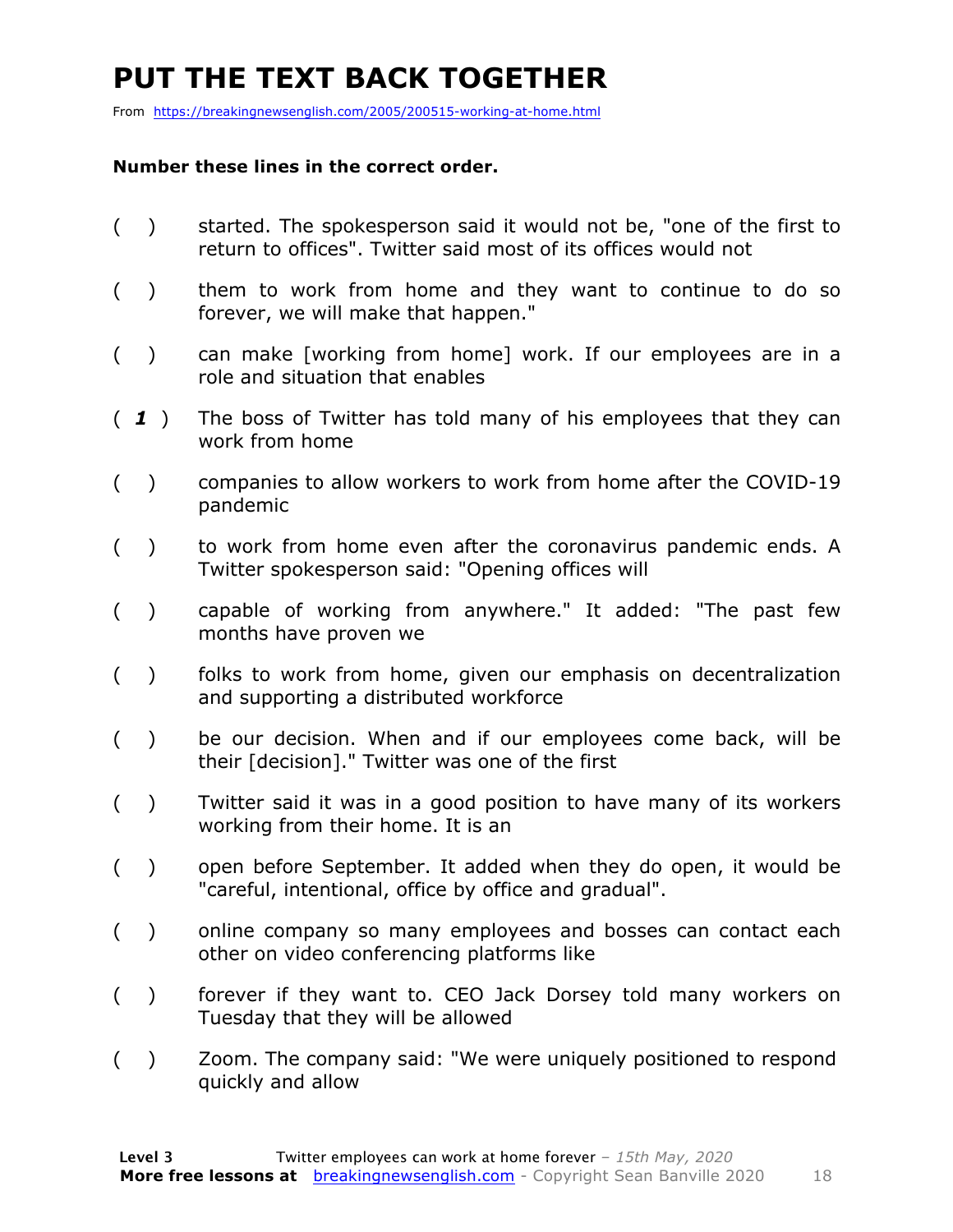# PUT THE TEXT BACK TOGETHER

From https://breakingnewsenglish.com/2005/200515-working-at-home.html

**Number these lines in the correct order.**

( ) started. The spokesperson said it would not be, "one of the first to return to offices". Twitter said most of its offices would not

( ) them to work from home and they want to continue to do so forever, we will make that happen."

( ) can make [working from home] work. If our employees are in a role and situation that enables

( ***1*** ) The boss of Twitter has told many of his employees that they can work from home

( ) companies to allow workers to work from home after the COVID-19 pandemic

( ) to work from home even after the coronavirus pandemic ends. A Twitter spokesperson said: "Opening offices will

( ) capable of working from anywhere." It added: "The past few months have proven we

( ) folks to work from home, given our emphasis on decentralization and supporting a distributed workforce

( ) be our decision. When and if our employees come back, will be their [decision]." Twitter was one of the first

( ) Twitter said it was in a good position to have many of its workers working from their home. It is an

( ) open before September. It added when they do open, it would be "careful, intentional, office by office and gradual".

( ) online company so many employees and bosses can contact each other on video conferencing platforms like

( ) forever if they want to. CEO Jack Dorsey told many workers on Tuesday that they will be allowed

( ) Zoom. The company said: "We were uniquely positioned to respond quickly and allow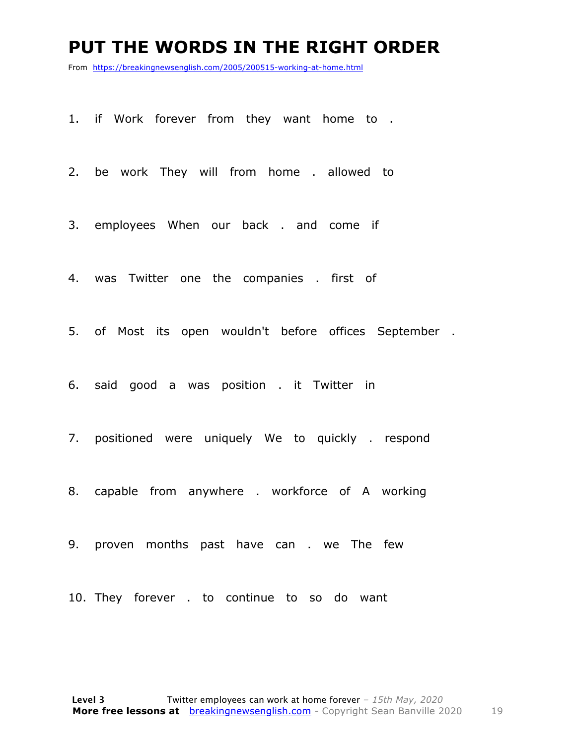# PUT THE WORDS IN THE RIGHT ORDER

From https://breakingnewsenglish.com/2005/200515-working-at-home.html

1. if Work forever from they want home to .
2. be work They will from home . allowed to
3. employees When our back . and come if
4. was Twitter one the companies . first of
5. of Most its open wouldn't before offices September .
6. said good a was position . it Twitter in
7. positioned were uniquely We to quickly . respond
8. capable from anywhere . workforce of A working
9. proven months past have can . we The few
10. They forever . to continue to so do want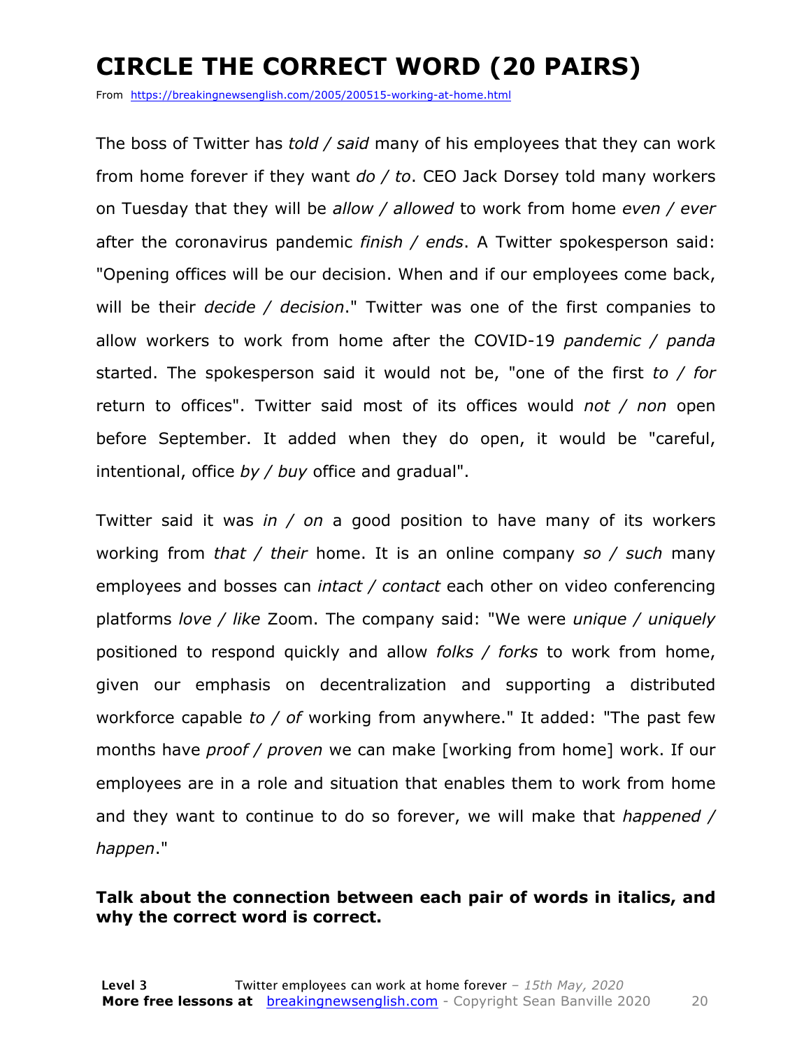# CIRCLE THE CORRECT WORD (20 PAIRS)

From https://breakingnewsenglish.com/2005/200515-working-at-home.html

The boss of Twitter has *told / said* many of his employees that they can work from home forever if they want *do / to*. CEO Jack Dorsey told many workers on Tuesday that they will be *allow / allowed* to work from home *even / ever* after the coronavirus pandemic *finish / ends*. A Twitter spokesperson said: "Opening offices will be our decision. When and if our employees come back, will be their *decide / decision*." Twitter was one of the first companies to allow workers to work from home after the COVID-19 *pandemic / panda* started. The spokesperson said it would not be, "one of the first *to / for* return to offices". Twitter said most of its offices would *not / non* open before September. It added when they do open, it would be "careful, intentional, office *by / buy* office and gradual".

Twitter said it was *in / on* a good position to have many of its workers working from *that / their* home. It is an online company *so / such* many employees and bosses can *intact / contact* each other on video conferencing platforms *love / like* Zoom. The company said: "We were *unique / uniquely* positioned to respond quickly and allow *folks / forks* to work from home, given our emphasis on decentralization and supporting a distributed workforce capable *to / of* working from anywhere." It added: "The past few months have *proof / proven* we can make [working from home] work. If our employees are in a role and situation that enables them to work from home and they want to continue to do so forever, we will make that *happened / happen*."

**Talk about the connection between each pair of words in italics, and why the correct word is correct.**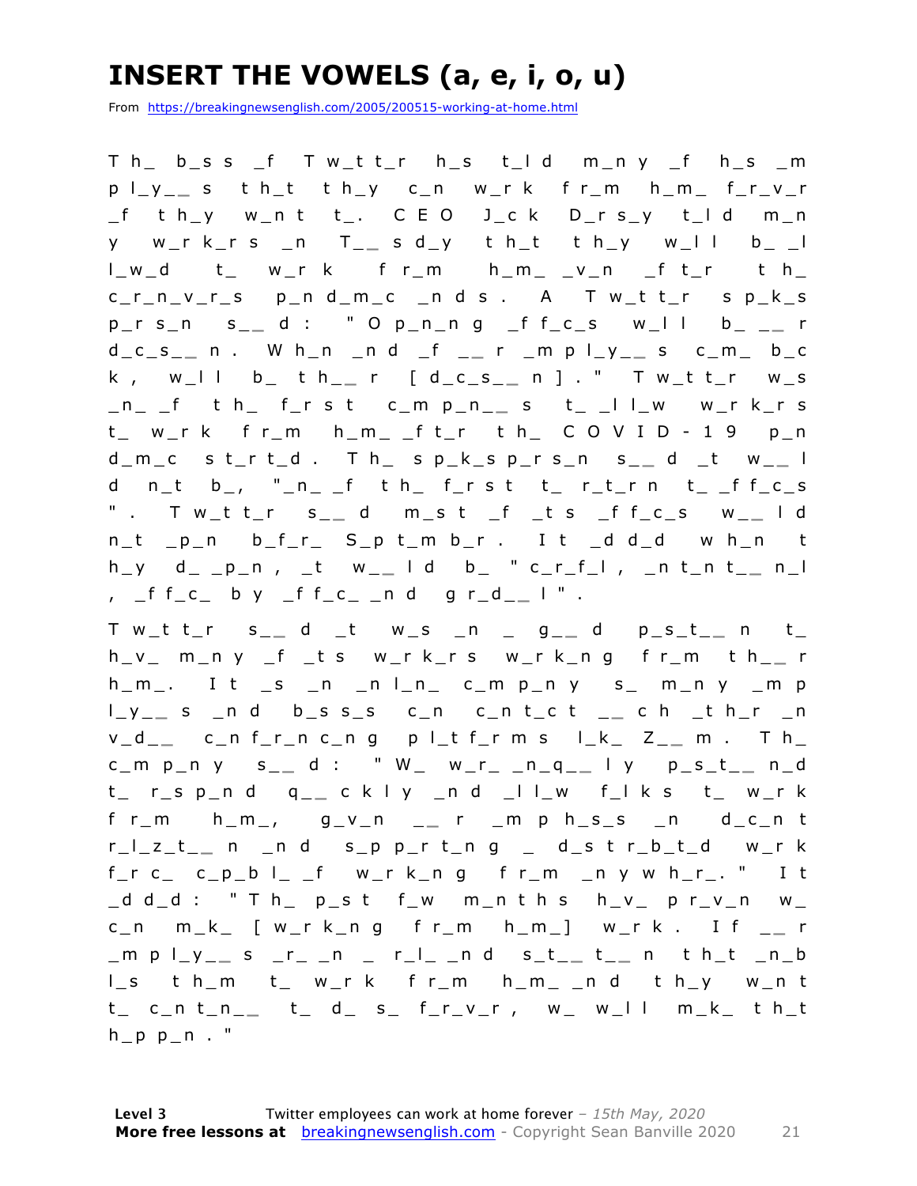# INSERT THE VOWELS (a, e, i, o, u)

From https://breakingnewsenglish.com/2005/200515-working-at-home.html

T h_ b_s s _f T w_t t_r h_s t_l d m_n y _f h_s _m p l_y_ _ s t h_t t h_y c_n w_r k f r_m h_m_ f_r_v_r _f t h_y w_n t t_. C E O J_c k D_r s_y t_l d m_n y w_r k_r s _n T_ _ s d_y t h_t t h_y w_l l b_ _l l_w_d t_ w_r k f r_m h_m_ _v_n _f t_r t h_ c_r_n_v_r_s p_n d_m_c _n d s . A T w_t t_r s p_k_s p_r s_n s_ _ d : " O p_n_n g _f f_c_s w_l l b_ _ _ r d_c_s_ _ n . W h_n _n d _f _ _ r _m p l_y_ _ s c_m_ b_c k , w_l l b_ t h_ _ r [ d_c_s_ _ n ] . " T w_t t_r w_s _n_ _f t h_ f_r s t c_m p_n_ _ s t_ _l l_w w_r k_r s t_ w_r k f r_m h_m_ _f t_r t h_ C O V I D - 1 9 p_n d_m_c s t_r t_d . T h_ s p_k_s p_r s_n s_ _ d _t w_ _ l d n_t b_, "_n_ _f t h_ f_r s t t_ r_t_r n t_ _f f_c_s " . T w_t t_r s_ _ d m_s t _f _t s _f f_c_s w_ _ l d n_t _p_n b_f_r_ S_p t_m b_r . I t _d d_d w h_n t h_y d_ _p_n , _t w_ _ l d b_ " c_r_f_l , _n t_n t_ _ n_l , _f f_c_ b y _f f_c_ _n d g r_d_ _ l " .

T w_t t_r s_ _ d _t w_s _n _ g_ _ d p_s_t_ _ n t_ h_v_ m_n y _f _t s w_r k_r s w_r k_n g f r_m t h_ _ r h_m_. I t _s _n _n l_n_ c_m p_n y s_ m_n y _m p l_y_ _ s _n d b_s s_s c_n c_n t_c t _ _ c h _t h_r _n v_d_ _ c_n f_r_n c_n g p l_t f_r m s l_k_ Z_ _ m . T h_ c_m p_n y s_ _ d : " W_ w_r_ _n_q_ _ l y p_s_t_ _ n_d t_ r_s p_n d q_ _ c k l y _n d _l l_w f_l k s t_ w_r k f r_m h_m_, g_v_n _ _ r _m p h_s_s _n d_c_n t r_l_z_t_ _ n _n d s_p p_r t_n g _ d_s t r_b_t_d w_r k f_r c_ c_p_b l_ _f w_r k_n g f r_m _n y w h_r_. " I t _d d_d : " T h_ p_s t f_w m_n t h s h_v_ p r_v_n w_ c_n m_k_ [ w_r k_n g f r_m h_m_] w_r k . I f _ _ r _m p l_y_ _ s _r_ _n _ r_l_ _n d s_t_ _ t_ _ n t h_t _n_b l_s t h_m t_ w_r k f r_m h_m_ _n d t h_y w_n t t_ c_n t_n_ _ t_ d_ s_ f_r_v_r , w_ w_l l m_k_ t h_t h_p p_n . "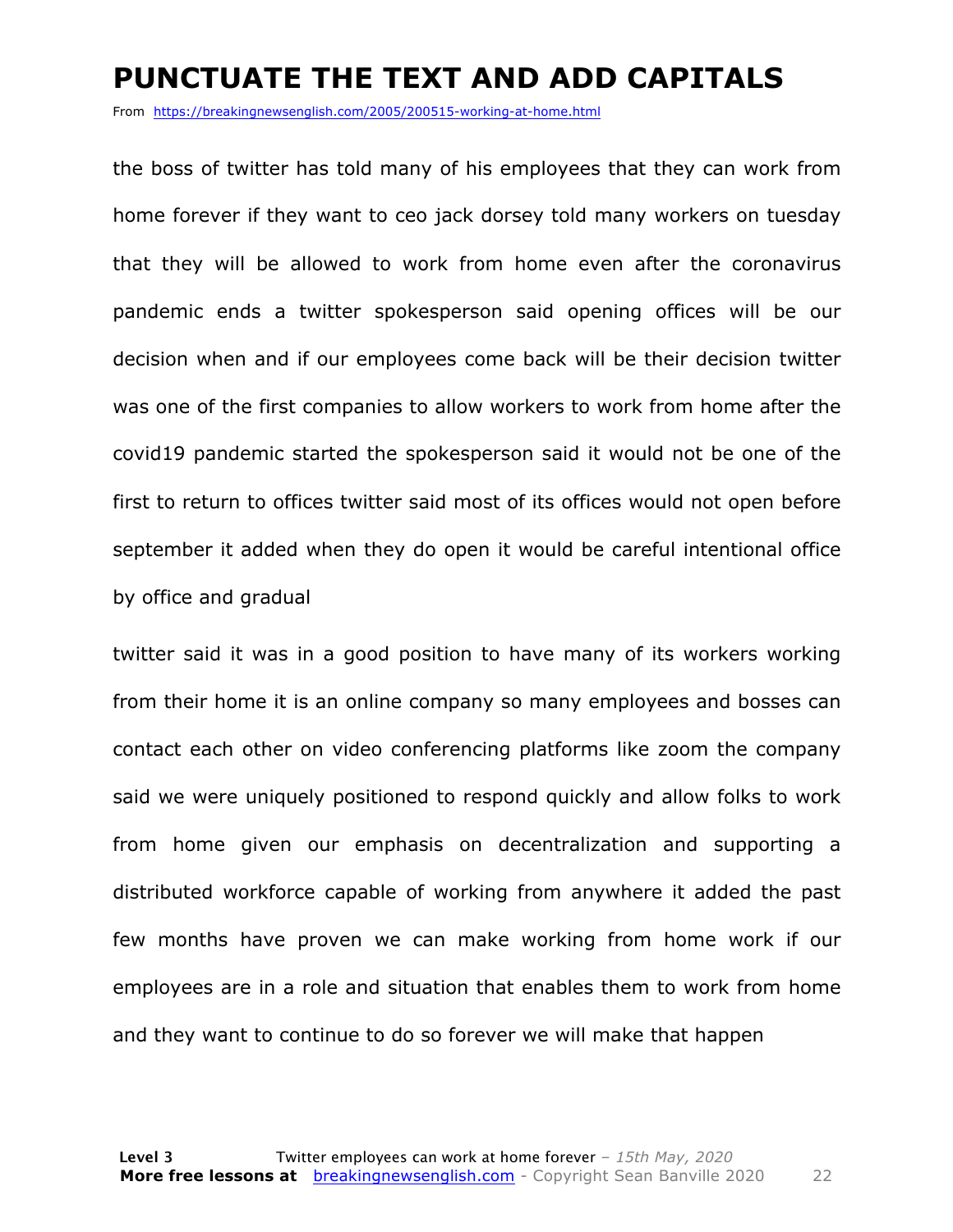# PUNCTUATE THE TEXT AND ADD CAPITALS

From https://breakingnewsenglish.com/2005/200515-working-at-home.html

the boss of twitter has told many of his employees that they can work from home forever if they want to ceo jack dorsey told many workers on tuesday that they will be allowed to work from home even after the coronavirus pandemic ends a twitter spokesperson said opening offices will be our decision when and if our employees come back will be their decision twitter was one of the first companies to allow workers to work from home after the covid19 pandemic started the spokesperson said it would not be one of the first to return to offices twitter said most of its offices would not open before september it added when they do open it would be careful intentional office by office and gradual

twitter said it was in a good position to have many of its workers working from their home it is an online company so many employees and bosses can contact each other on video conferencing platforms like zoom the company said we were uniquely positioned to respond quickly and allow folks to work from home given our emphasis on decentralization and supporting a distributed workforce capable of working from anywhere it added the past few months have proven we can make working from home work if our employees are in a role and situation that enables them to work from home and they want to continue to do so forever we will make that happen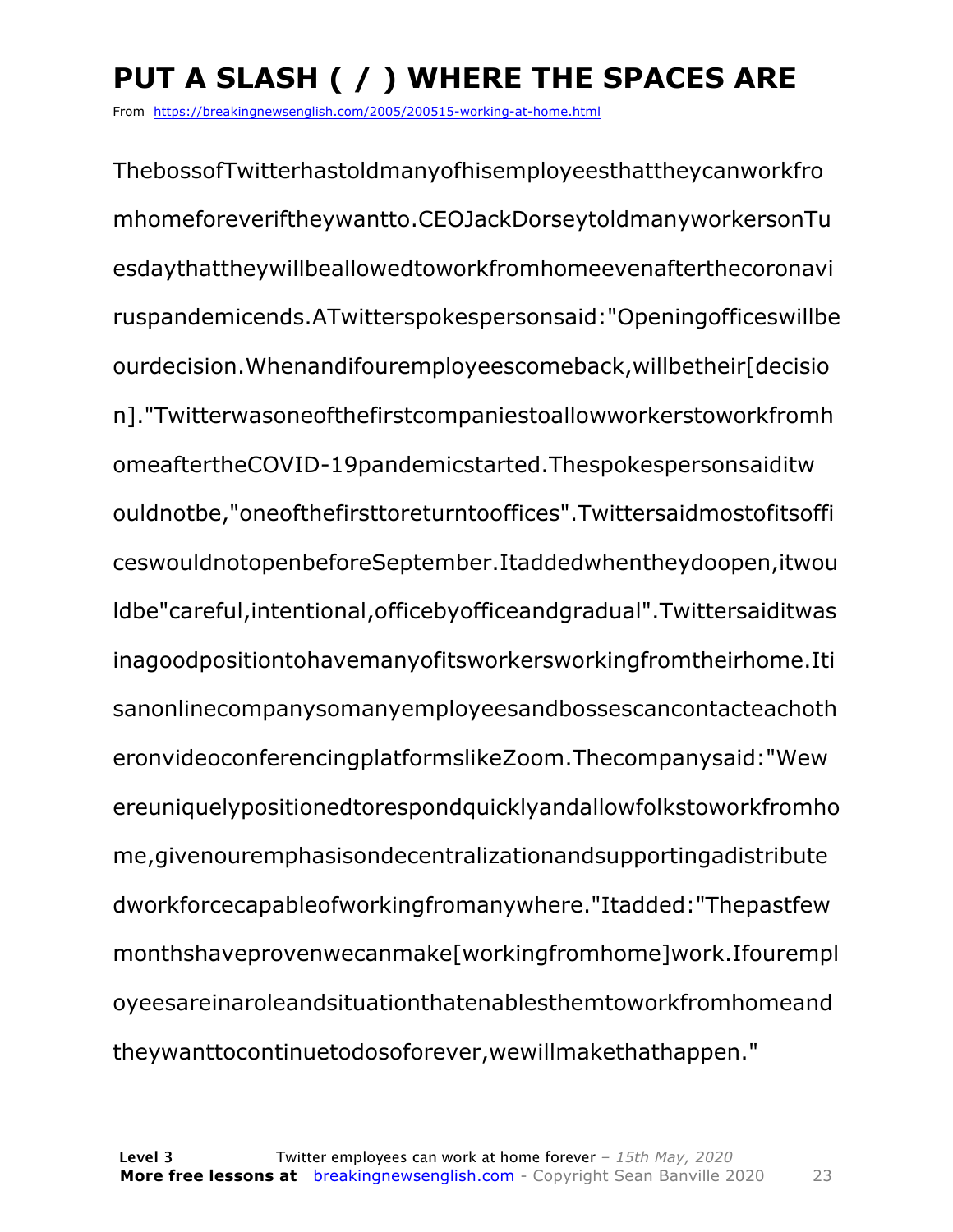# PUT A SLASH ( / ) WHERE THE SPACES ARE

From https://breakingnewsenglish.com/2005/200515-working-at-home.html

ThebossofTwitterhastoldmanyofhisemployeesthattheycanworkfro
mhomeforeveriftheywantto.CEOJackDorseytoldmanyworkersonTu
esdaythattheywillbeallowedtoworkfromhomeevenafterthecoronavi
ruspandemicends.ATwitterspokespersonsaid:"Openingofficeswillbe
ourdecision.Whenandifouremployeescomeback,willbetheir[decisio
n]."Twitterwasoneofthefirstcompaniestoallowworkerstoworkfromh
omeaftertheCOVID-19pandemicstarted.Thespokespersonsaiditw
ouldnotbe,"oneofthefirsttoreturntooffices".Twittersaidmostofitsoffi
ceswouldnotopenbeforeSeptember.Itaddedwhentheydoopen,itwou
ldbe"careful,intentional,officebyofficeandgradual".Twittersaiditwas
inagoodpositiontohavemanyofitsworkersworkingfromtheirhome.Iti
sanonlinecompanysomanyemployeesandbossescancontacteachoth
eronvideoconferencingplatformslikeZoom.Thecompanysaid:"Wew
ereuniquelypositionedtorespondquicklyandallowfolkstoworkfromho
me,givenouremphasisondecentralizationandsupportingadistribute
dworkforcecapableofworkingfromanywhere."Itadded:"Thepastfew
monthshaveprovenwecanmake[workingfromhome]work.Ifourempl
oyeesareinaroleandsituationthatenablesthemtoworkfromhomeand
theywanttocontinuetodosoforever,wewillmakethathappen."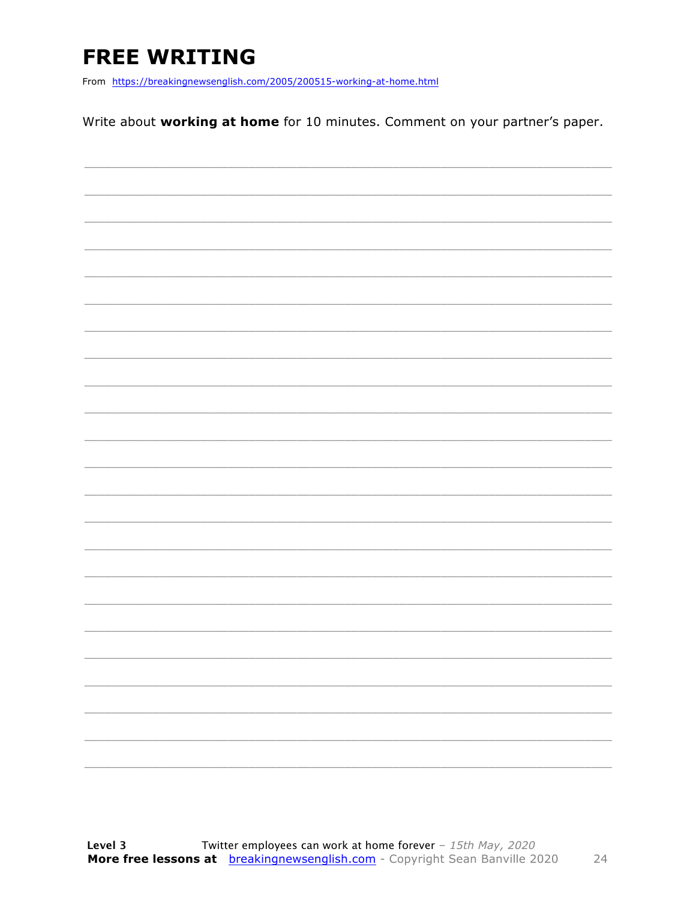# FREE WRITING

From https://breakingnewsenglish.com/2005/200515-working-at-home.html

Write about **working at home** for 10 minutes. Comment on your partner's paper.

___________________________________________________________________________

___________________________________________________________________________

___________________________________________________________________________

___________________________________________________________________________

___________________________________________________________________________

___________________________________________________________________________

___________________________________________________________________________

___________________________________________________________________________

___________________________________________________________________________

___________________________________________________________________________

___________________________________________________________________________

___________________________________________________________________________

___________________________________________________________________________

___________________________________________________________________________

___________________________________________________________________________

___________________________________________________________________________

___________________________________________________________________________

___________________________________________________________________________

___________________________________________________________________________

___________________________________________________________________________

___________________________________________________________________________

___________________________________________________________________________

___________________________________________________________________________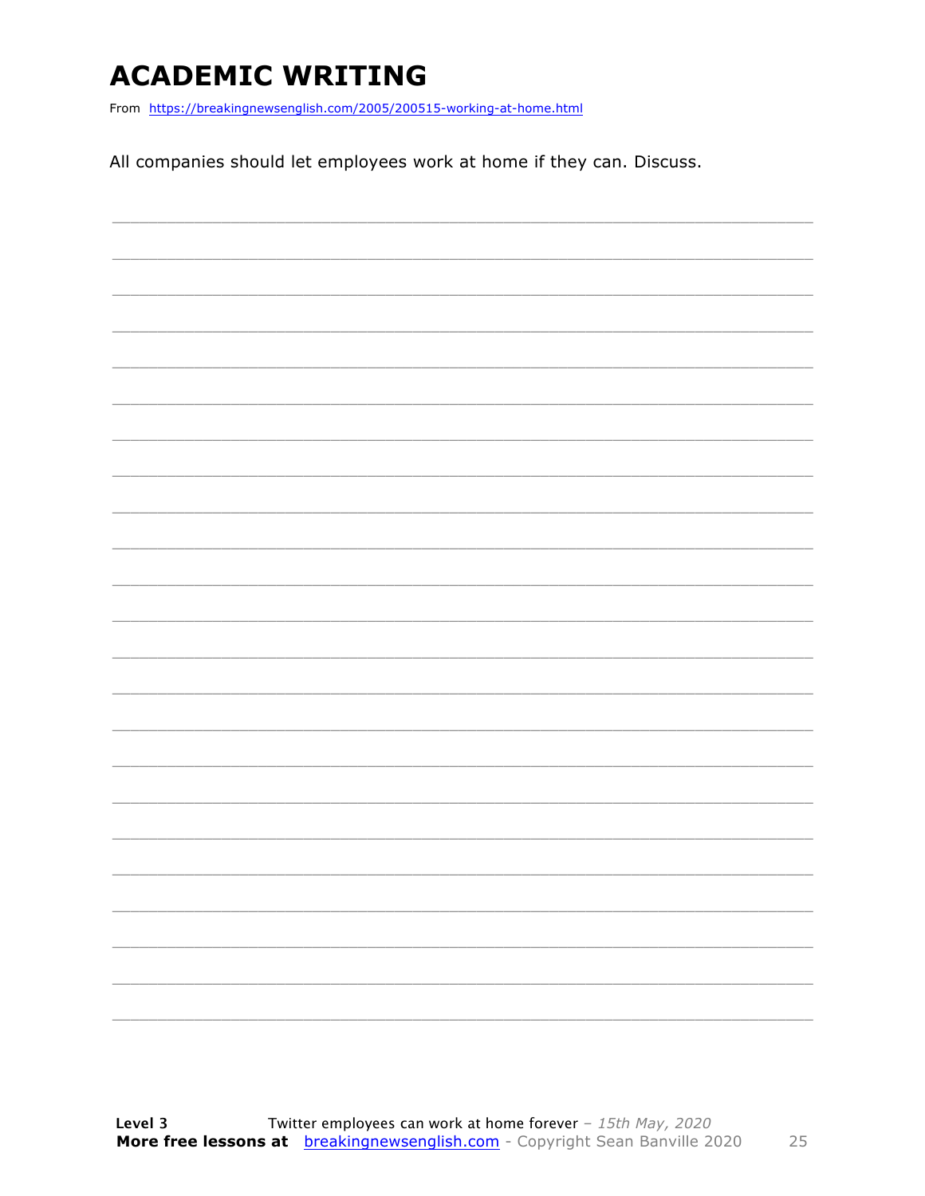# ACADEMIC WRITING

From https://breakingnewsenglish.com/2005/200515-working-at-home.html

All companies should let employees work at home if they can. Discuss.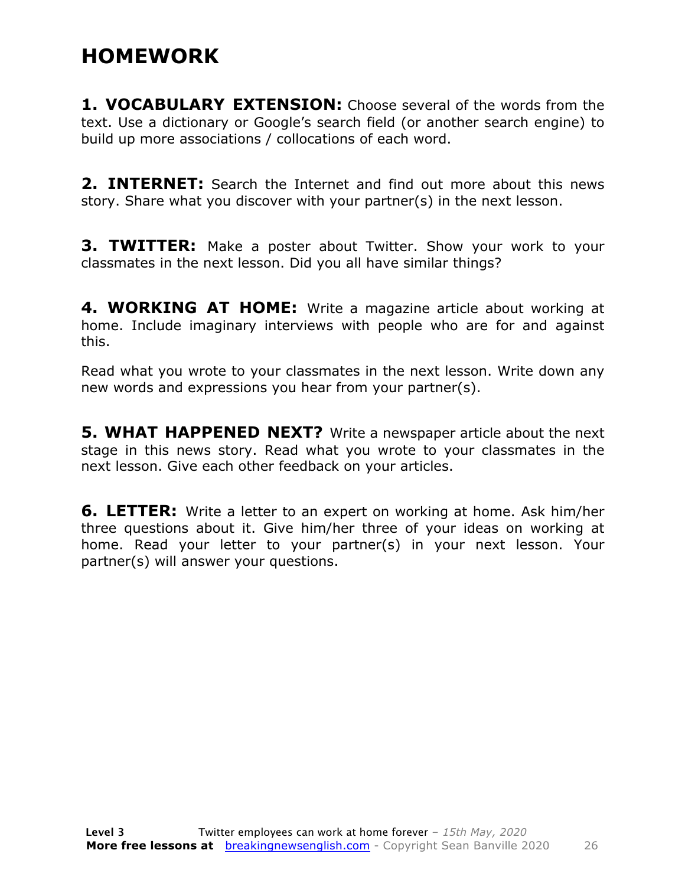# HOMEWORK

**1. VOCABULARY EXTENSION:** Choose several of the words from the text. Use a dictionary or Google's search field (or another search engine) to build up more associations / collocations of each word.

**2. INTERNET:** Search the Internet and find out more about this news story. Share what you discover with your partner(s) in the next lesson.

**3. TWITTER:** Make a poster about Twitter. Show your work to your classmates in the next lesson. Did you all have similar things?

**4. WORKING AT HOME:** Write a magazine article about working at home. Include imaginary interviews with people who are for and against this.

Read what you wrote to your classmates in the next lesson. Write down any new words and expressions you hear from your partner(s).

**5. WHAT HAPPENED NEXT?** Write a newspaper article about the next stage in this news story. Read what you wrote to your classmates in the next lesson. Give each other feedback on your articles.

**6. LETTER:** Write a letter to an expert on working at home. Ask him/her three questions about it. Give him/her three of your ideas on working at home. Read your letter to your partner(s) in your next lesson. Your partner(s) will answer your questions.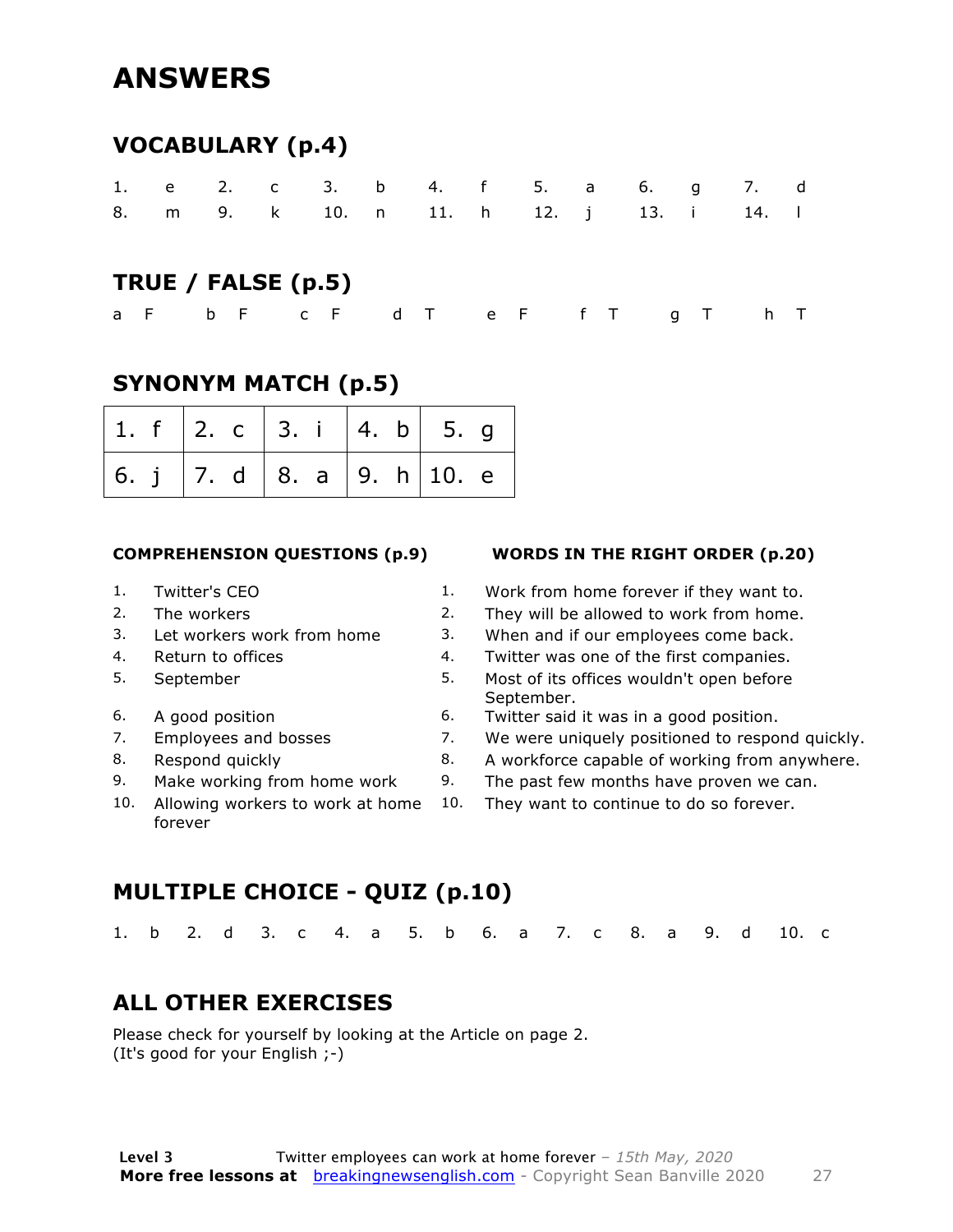# ANSWERS

## VOCABULARY (p.4)

| | | | | | | | | | | | | | |
|---|---|---|---|---|---|---|---|---|---|---|---|---|---|
| 1. | e | 2. | c | 3. | b | 4. | f | 5. | a | 6. | g | 7. | d |
| 8. | m | 9. | k | 10. | n | 11. | h | 12. | j | 13. | i | 14. | l |

## TRUE / FALSE (p.5)

a F b F c F d T e F f T g T h T

## SYNONYM MATCH (p.5)

| | | | | |
|---|---|---|---|---|
| 1. f | 2. c | 3. i | 4. b | 5. g |
| 6. j | 7. d | 8. a | 9. h | 10. e |

### COMPREHENSION QUESTIONS (p.9)

1. Twitter's CEO
2. The workers
3. Let workers work from home
4. Return to offices
5. September
6. A good position
7. Employees and bosses
8. Respond quickly
9. Make working from home work
10. Allowing workers to work at home forever

### WORDS IN THE RIGHT ORDER (p.20)

1. Work from home forever if they want to.
2. They will be allowed to work from home.
3. When and if our employees come back.
4. Twitter was one of the first companies.
5. Most of its offices wouldn't open before September.
6. Twitter said it was in a good position.
7. We were uniquely positioned to respond quickly.
8. A workforce capable of working from anywhere.
9. The past few months have proven we can.
10. They want to continue to do so forever.

## MULTIPLE CHOICE - QUIZ (p.10)

1. b 2. d 3. c 4. a 5. b 6. a 7. c 8. a 9. d 10. c

## ALL OTHER EXERCISES

Please check for yourself by looking at the Article on page 2.
(It's good for your English ;-)